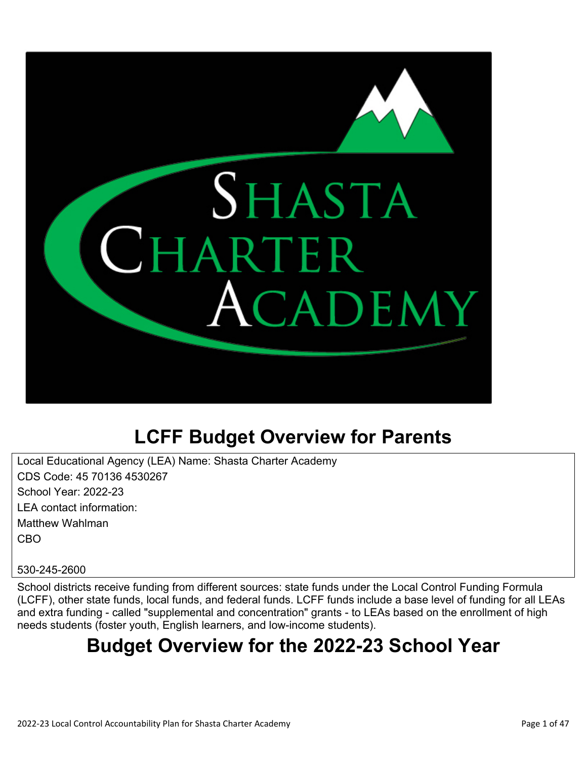# LCFF Budget Overview for Parents

Local Educational Agency (LEA) Name: Shasta Charter Academy
CDS Code: 45 70136 4530267
School Year: 2022-23
LEA contact information:
Matthew Wahlman
CBO

530-245-2600

School districts receive funding from different sources: state funds under the Local Control Funding Formula (LCFF), other state funds, local funds, and federal funds. LCFF funds include a base level of funding for all LEAs and extra funding - called "supplemental and concentration" grants - to LEAs based on the enrollment of high needs students (foster youth, English learners, and low-income students).

# Budget Overview for the 2022-23 School Year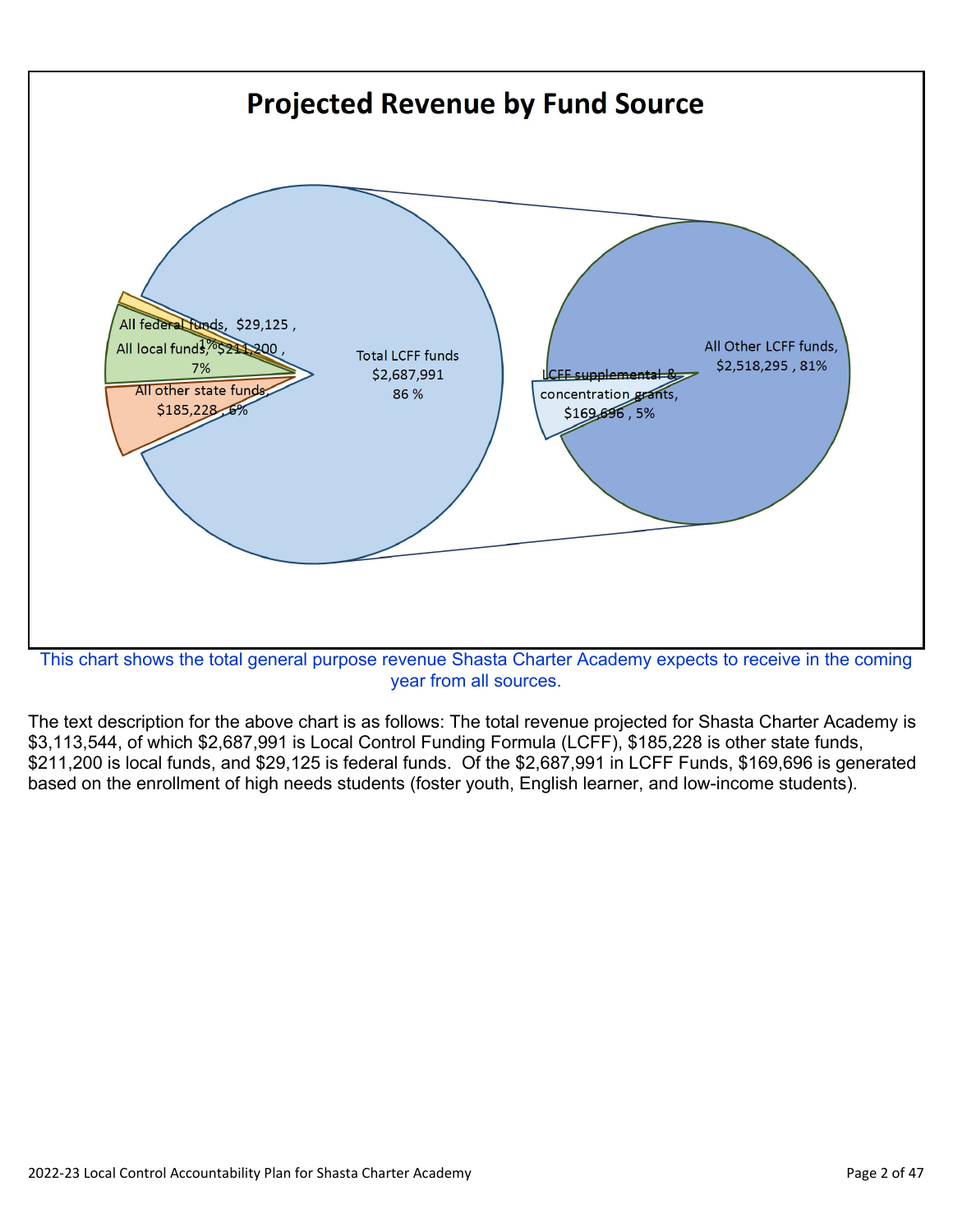## Projected Revenue by Fund Source

All federal funds, $29,125 , 1%

All local funds, $211,200 , 7%

All other state funds, $185,228 , 6%

Total LCFF funds $2,687,991 86 %

LCFF supplemental & concentration grants, $169,696 , 5%

All Other LCFF funds, $2,518,295 , 81%

This chart shows the total general purpose revenue Shasta Charter Academy expects to receive in the coming year from all sources.

The text description for the above chart is as follows: The total revenue projected for Shasta Charter Academy is $3,113,544, of which $2,687,991 is Local Control Funding Formula (LCFF), $185,228 is other state funds, $211,200 is local funds, and $29,125 is federal funds. Of the $2,687,991 in LCFF Funds, $169,696 is generated based on the enrollment of high needs students (foster youth, English learner, and low-income students).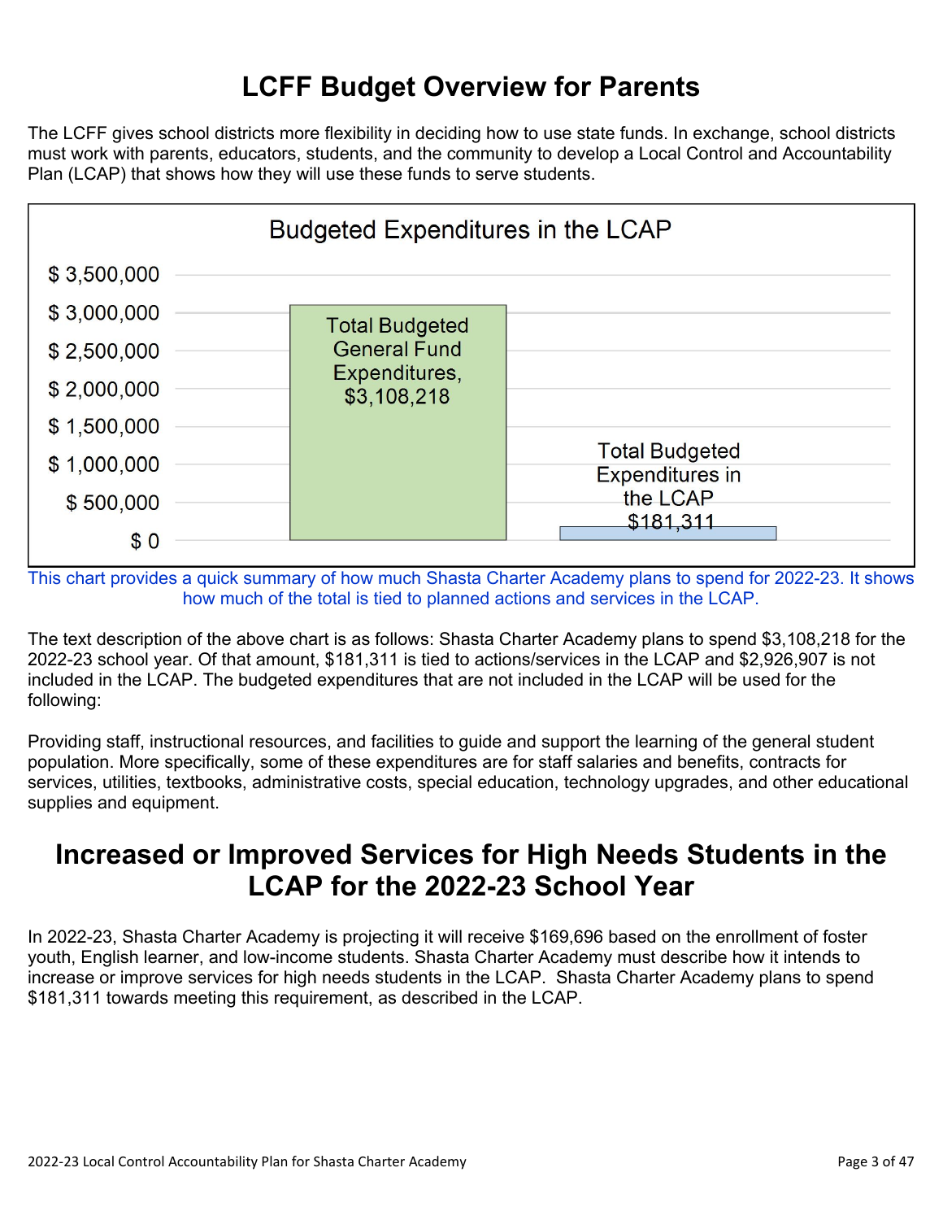# LCFF Budget Overview for Parents

The LCFF gives school districts more flexibility in deciding how to use state funds. In exchange, school districts must work with parents, educators, students, and the community to develop a Local Control and Accountability Plan (LCAP) that shows how they will use these funds to serve students.

**Budgeted Expenditures in the LCAP**

| Category | Amount |
|---|---|
| Total Budgeted General Fund Expenditures | $3,108,218 |
| Total Budgeted Expenditures in the LCAP | $181,311 |

This chart provides a quick summary of how much Shasta Charter Academy plans to spend for 2022-23. It shows how much of the total is tied to planned actions and services in the LCAP.

The text description of the above chart is as follows: Shasta Charter Academy plans to spend $3,108,218 for the 2022-23 school year. Of that amount, $181,311 is tied to actions/services in the LCAP and $2,926,907 is not included in the LCAP. The budgeted expenditures that are not included in the LCAP will be used for the following:

Providing staff, instructional resources, and facilities to guide and support the learning of the general student population. More specifically, some of these expenditures are for staff salaries and benefits, contracts for services, utilities, textbooks, administrative costs, special education, technology upgrades, and other educational supplies and equipment.

# Increased or Improved Services for High Needs Students in the LCAP for the 2022-23 School Year

In 2022-23, Shasta Charter Academy is projecting it will receive $169,696 based on the enrollment of foster youth, English learner, and low-income students. Shasta Charter Academy must describe how it intends to increase or improve services for high needs students in the LCAP. Shasta Charter Academy plans to spend $181,311 towards meeting this requirement, as described in the LCAP.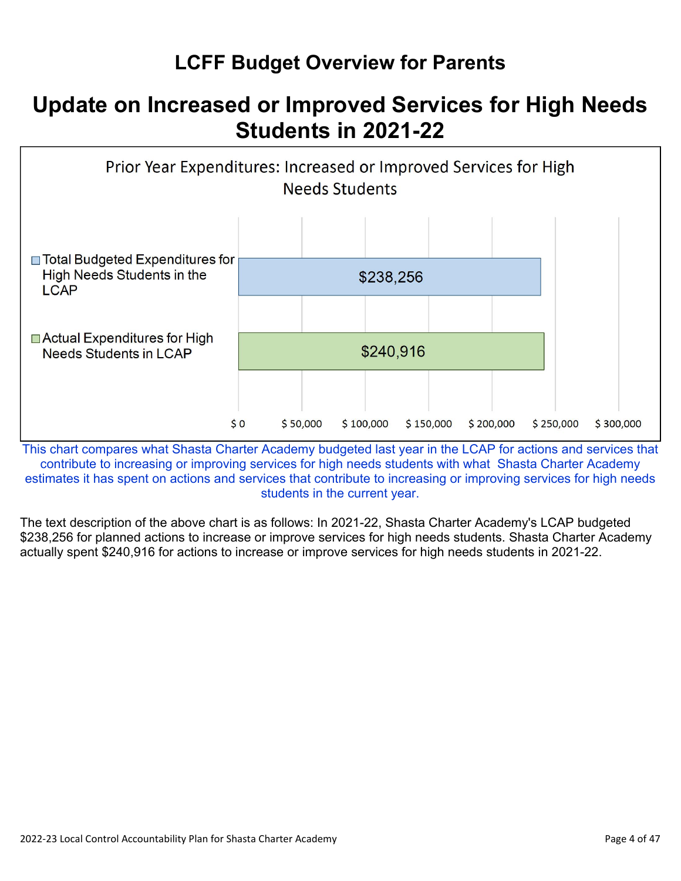# LCFF Budget Overview for Parents

## Update on Increased or Improved Services for High Needs Students in 2021-22

Prior Year Expenditures: Increased or Improved Services for High Needs Students

| | Amount |
|---|---|
| Total Budgeted Expenditures for High Needs Students in the LCAP | $238,256 |
| Actual Expenditures for High Needs Students in LCAP | $240,916 |

This chart compares what Shasta Charter Academy budgeted last year in the LCAP for actions and services that contribute to increasing or improving services for high needs students with what Shasta Charter Academy estimates it has spent on actions and services that contribute to increasing or improving services for high needs students in the current year.

The text description of the above chart is as follows: In 2021-22, Shasta Charter Academy's LCAP budgeted $238,256 for planned actions to increase or improve services for high needs students. Shasta Charter Academy actually spent $240,916 for actions to increase or improve services for high needs students in 2021-22.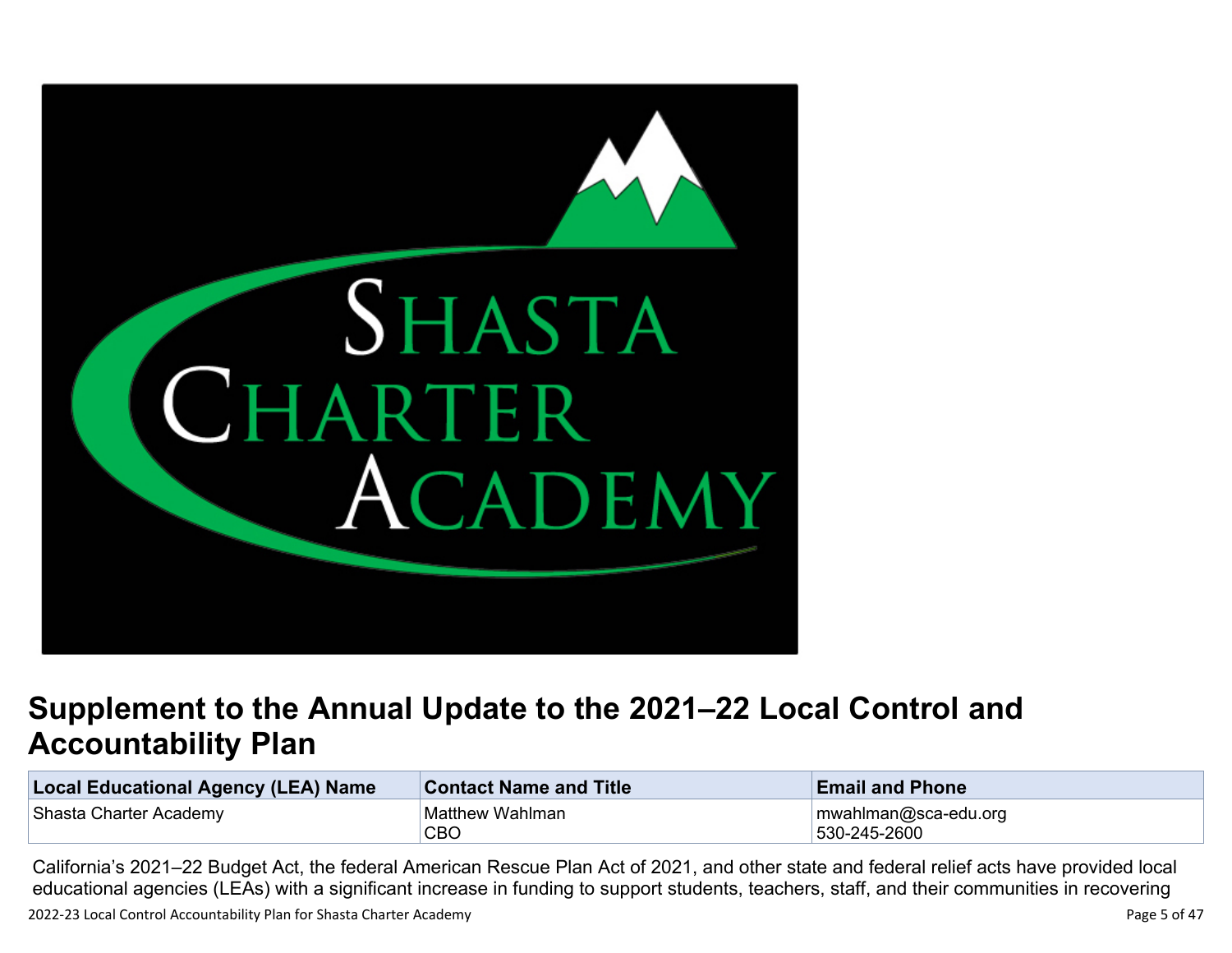# Supplement to the Annual Update to the 2021–22 Local Control and Accountability Plan

| Local Educational Agency (LEA) Name | Contact Name and Title | Email and Phone |
| --- | --- | --- |
| Shasta Charter Academy | Matthew Wahlman<br>CBO | mwahlman@sca-edu.org<br>530-245-2600 |

California's 2021–22 Budget Act, the federal American Rescue Plan Act of 2021, and other state and federal relief acts have provided local educational agencies (LEAs) with a significant increase in funding to support students, teachers, staff, and their communities in recovering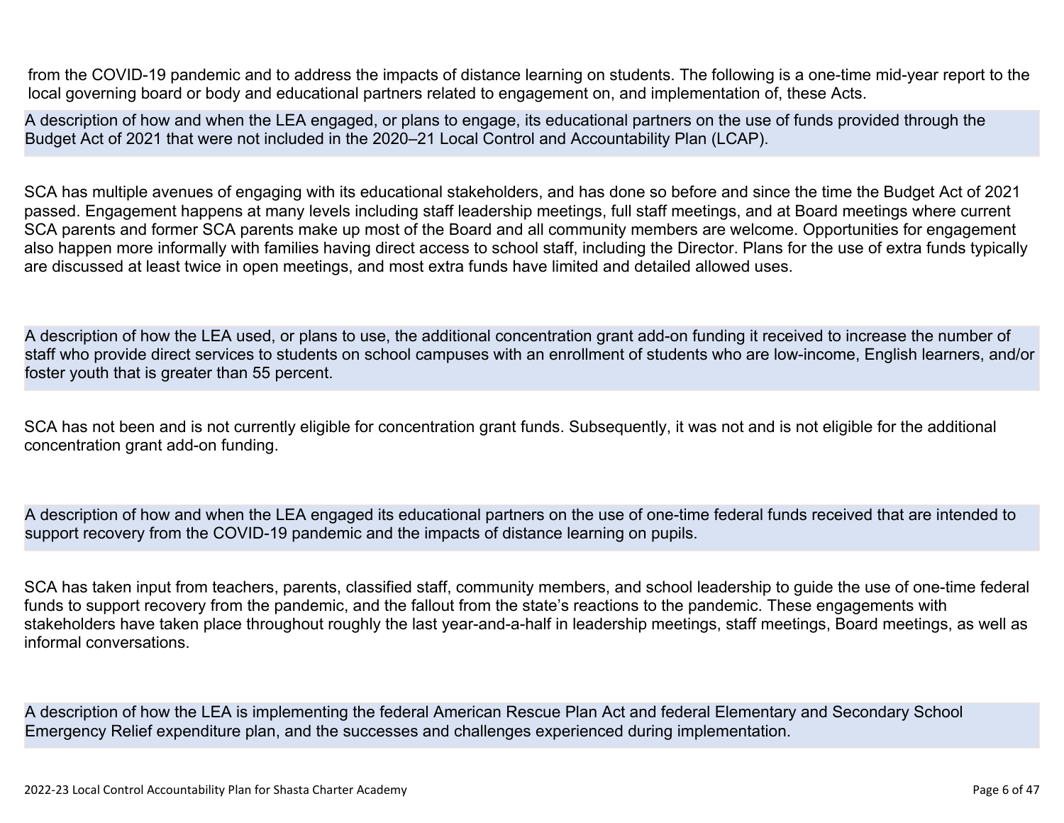from the COVID-19 pandemic and to address the impacts of distance learning on students. The following is a one-time mid-year report to the local governing board or body and educational partners related to engagement on, and implementation of, these Acts.

**A description of how and when the LEA engaged, or plans to engage, its educational partners on the use of funds provided through the Budget Act of 2021 that were not included in the 2020–21 Local Control and Accountability Plan (LCAP).**

SCA has multiple avenues of engaging with its educational stakeholders, and has done so before and since the time the Budget Act of 2021 passed. Engagement happens at many levels including staff leadership meetings, full staff meetings, and at Board meetings where current SCA parents and former SCA parents make up most of the Board and all community members are welcome. Opportunities for engagement also happen more informally with families having direct access to school staff, including the Director. Plans for the use of extra funds typically are discussed at least twice in open meetings, and most extra funds have limited and detailed allowed uses.

**A description of how the LEA used, or plans to use, the additional concentration grant add-on funding it received to increase the number of staff who provide direct services to students on school campuses with an enrollment of students who are low-income, English learners, and/or foster youth that is greater than 55 percent.**

SCA has not been and is not currently eligible for concentration grant funds. Subsequently, it was not and is not eligible for the additional concentration grant add-on funding.

**A description of how and when the LEA engaged its educational partners on the use of one-time federal funds received that are intended to support recovery from the COVID-19 pandemic and the impacts of distance learning on pupils.**

SCA has taken input from teachers, parents, classified staff, community members, and school leadership to guide the use of one-time federal funds to support recovery from the pandemic, and the fallout from the state's reactions to the pandemic. These engagements with stakeholders have taken place throughout roughly the last year-and-a-half in leadership meetings, staff meetings, Board meetings, as well as informal conversations.

**A description of how the LEA is implementing the federal American Rescue Plan Act and federal Elementary and Secondary School Emergency Relief expenditure plan, and the successes and challenges experienced during implementation.**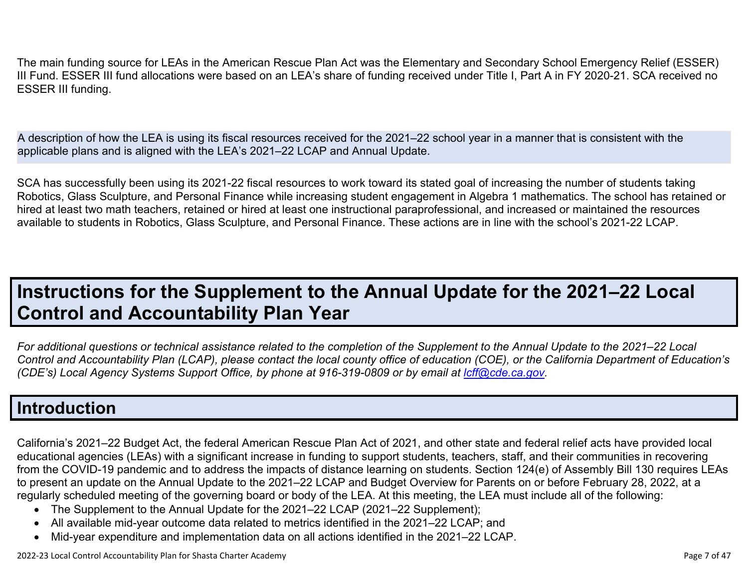The main funding source for LEAs in the American Rescue Plan Act was the Elementary and Secondary School Emergency Relief (ESSER) III Fund. ESSER III fund allocations were based on an LEA's share of funding received under Title I, Part A in FY 2020-21. SCA received no ESSER III funding.

A description of how the LEA is using its fiscal resources received for the 2021–22 school year in a manner that is consistent with the applicable plans and is aligned with the LEA's 2021–22 LCAP and Annual Update.

SCA has successfully been using its 2021-22 fiscal resources to work toward its stated goal of increasing the number of students taking Robotics, Glass Sculpture, and Personal Finance while increasing student engagement in Algebra 1 mathematics. The school has retained or hired at least two math teachers, retained or hired at least one instructional paraprofessional, and increased or maintained the resources available to students in Robotics, Glass Sculpture, and Personal Finance. These actions are in line with the school's 2021-22 LCAP.

# Instructions for the Supplement to the Annual Update for the 2021–22 Local Control and Accountability Plan Year

*For additional questions or technical assistance related to the completion of the Supplement to the Annual Update to the 2021–22 Local Control and Accountability Plan (LCAP), please contact the local county office of education (COE), or the California Department of Education's (CDE's) Local Agency Systems Support Office, by phone at 916-319-0809 or by email at [lcff@cde.ca.gov](mailto:lcff@cde.ca.gov).*

## Introduction

California's 2021–22 Budget Act, the federal American Rescue Plan Act of 2021, and other state and federal relief acts have provided local educational agencies (LEAs) with a significant increase in funding to support students, teachers, staff, and their communities in recovering from the COVID-19 pandemic and to address the impacts of distance learning on students. Section 124(e) of Assembly Bill 130 requires LEAs to present an update on the Annual Update to the 2021–22 LCAP and Budget Overview for Parents on or before February 28, 2022, at a regularly scheduled meeting of the governing board or body of the LEA. At this meeting, the LEA must include all of the following:

- The Supplement to the Annual Update for the 2021–22 LCAP (2021–22 Supplement);
- All available mid-year outcome data related to metrics identified in the 2021–22 LCAP; and
- Mid-year expenditure and implementation data on all actions identified in the 2021–22 LCAP.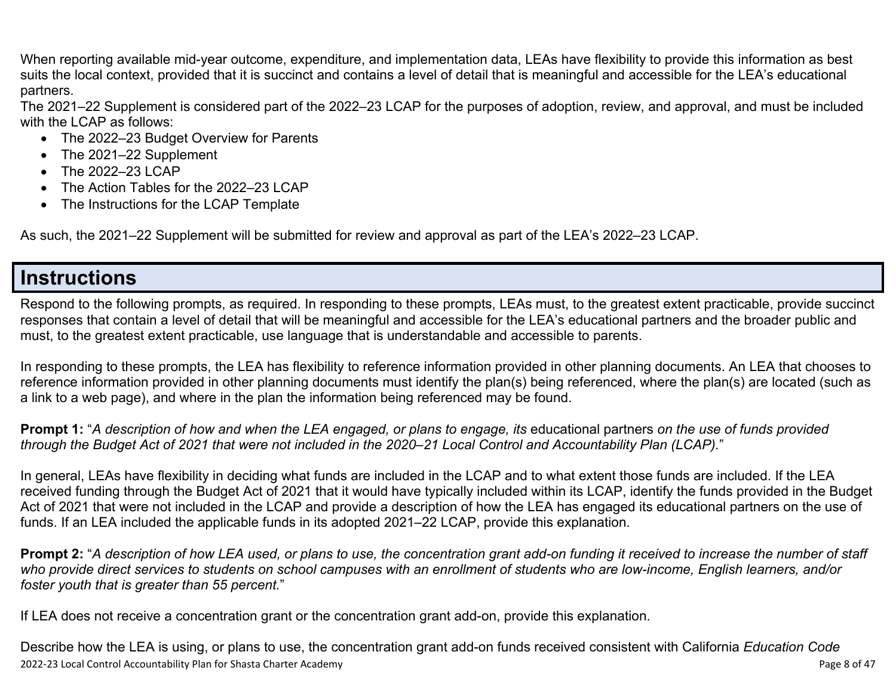When reporting available mid-year outcome, expenditure, and implementation data, LEAs have flexibility to provide this information as best suits the local context, provided that it is succinct and contains a level of detail that is meaningful and accessible for the LEA's educational partners.

The 2021–22 Supplement is considered part of the 2022–23 LCAP for the purposes of adoption, review, and approval, and must be included with the LCAP as follows:

- The 2022–23 Budget Overview for Parents
- The 2021–22 Supplement
- The 2022–23 LCAP
- The Action Tables for the 2022–23 LCAP
- The Instructions for the LCAP Template

As such, the 2021–22 Supplement will be submitted for review and approval as part of the LEA's 2022–23 LCAP.

# Instructions

Respond to the following prompts, as required. In responding to these prompts, LEAs must, to the greatest extent practicable, provide succinct responses that contain a level of detail that will be meaningful and accessible for the LEA's educational partners and the broader public and must, to the greatest extent practicable, use language that is understandable and accessible to parents.

In responding to these prompts, the LEA has flexibility to reference information provided in other planning documents. An LEA that chooses to reference information provided in other planning documents must identify the plan(s) being referenced, where the plan(s) are located (such as a link to a web page), and where in the plan the information being referenced may be found.

**Prompt 1:** "*A description of how and when the LEA engaged, or plans to engage, its* educational partners *on the use of funds provided through the Budget Act of 2021 that were not included in the 2020–21 Local Control and Accountability Plan (LCAP).*"

In general, LEAs have flexibility in deciding what funds are included in the LCAP and to what extent those funds are included. If the LEA received funding through the Budget Act of 2021 that it would have typically included within its LCAP, identify the funds provided in the Budget Act of 2021 that were not included in the LCAP and provide a description of how the LEA has engaged its educational partners on the use of funds. If an LEA included the applicable funds in its adopted 2021–22 LCAP, provide this explanation.

**Prompt 2:** "*A description of how LEA used, or plans to use, the concentration grant add-on funding it received to increase the number of staff who provide direct services to students on school campuses with an enrollment of students who are low-income, English learners, and/or foster youth that is greater than 55 percent.*"

If LEA does not receive a concentration grant or the concentration grant add-on, provide this explanation.

Describe how the LEA is using, or plans to use, the concentration grant add-on funds received consistent with California *Education Code*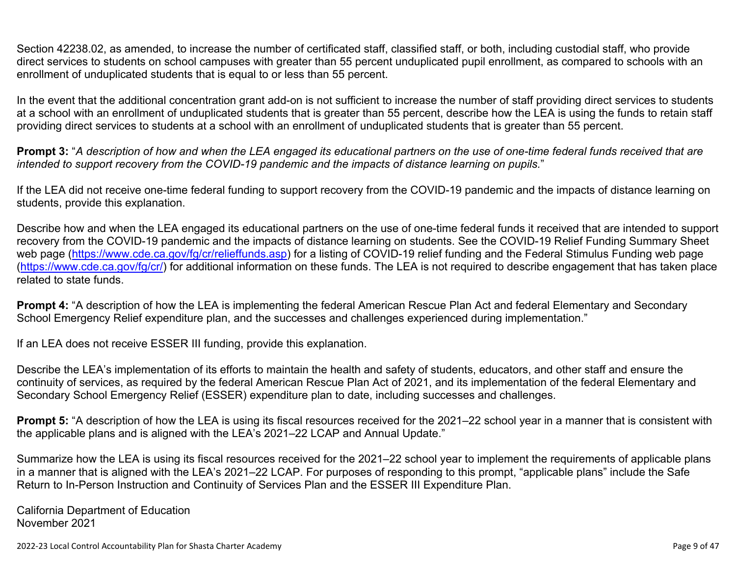Section 42238.02, as amended, to increase the number of certificated staff, classified staff, or both, including custodial staff, who provide direct services to students on school campuses with greater than 55 percent unduplicated pupil enrollment, as compared to schools with an enrollment of unduplicated students that is equal to or less than 55 percent.

In the event that the additional concentration grant add-on is not sufficient to increase the number of staff providing direct services to students at a school with an enrollment of unduplicated students that is greater than 55 percent, describe how the LEA is using the funds to retain staff providing direct services to students at a school with an enrollment of unduplicated students that is greater than 55 percent.

**Prompt 3:** "*A description of how and when the LEA engaged its educational partners on the use of one-time federal funds received that are intended to support recovery from the COVID-19 pandemic and the impacts of distance learning on pupils.*"

If the LEA did not receive one-time federal funding to support recovery from the COVID-19 pandemic and the impacts of distance learning on students, provide this explanation.

Describe how and when the LEA engaged its educational partners on the use of one-time federal funds it received that are intended to support recovery from the COVID-19 pandemic and the impacts of distance learning on students. See the COVID-19 Relief Funding Summary Sheet web page (https://www.cde.ca.gov/fg/cr/relieffunds.asp) for a listing of COVID-19 relief funding and the Federal Stimulus Funding web page (https://www.cde.ca.gov/fg/cr/) for additional information on these funds. The LEA is not required to describe engagement that has taken place related to state funds.

**Prompt 4:** "A description of how the LEA is implementing the federal American Rescue Plan Act and federal Elementary and Secondary School Emergency Relief expenditure plan, and the successes and challenges experienced during implementation."

If an LEA does not receive ESSER III funding, provide this explanation.

Describe the LEA's implementation of its efforts to maintain the health and safety of students, educators, and other staff and ensure the continuity of services, as required by the federal American Rescue Plan Act of 2021, and its implementation of the federal Elementary and Secondary School Emergency Relief (ESSER) expenditure plan to date, including successes and challenges.

**Prompt 5:** "A description of how the LEA is using its fiscal resources received for the 2021–22 school year in a manner that is consistent with the applicable plans and is aligned with the LEA's 2021–22 LCAP and Annual Update."

Summarize how the LEA is using its fiscal resources received for the 2021–22 school year to implement the requirements of applicable plans in a manner that is aligned with the LEA's 2021–22 LCAP. For purposes of responding to this prompt, "applicable plans" include the Safe Return to In-Person Instruction and Continuity of Services Plan and the ESSER III Expenditure Plan.

California Department of Education
November 2021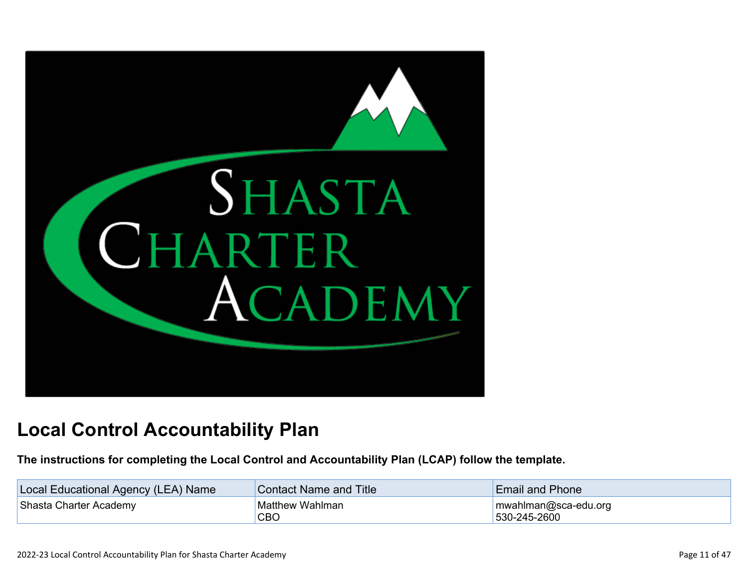# Local Control Accountability Plan

**The instructions for completing the Local Control and Accountability Plan (LCAP) follow the template.**

| Local Educational Agency (LEA) Name | Contact Name and Title | Email and Phone |
|---|---|---|
| Shasta Charter Academy | Matthew Wahlman<br>CBO | mwahlman@sca-edu.org<br>530-245-2600 |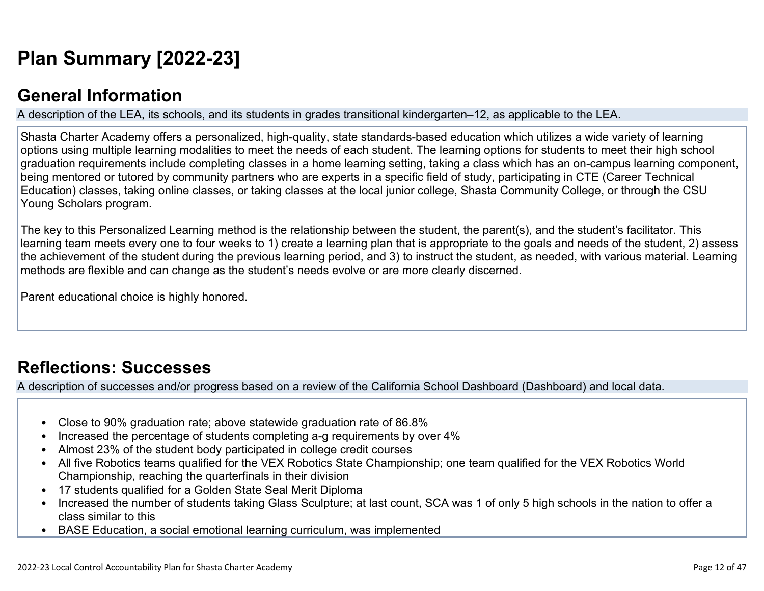# Plan Summary [2022-23]

## General Information

A description of the LEA, its schools, and its students in grades transitional kindergarten–12, as applicable to the LEA.

Shasta Charter Academy offers a personalized, high-quality, state standards-based education which utilizes a wide variety of learning options using multiple learning modalities to meet the needs of each student. The learning options for students to meet their high school graduation requirements include completing classes in a home learning setting, taking a class which has an on-campus learning component, being mentored or tutored by community partners who are experts in a specific field of study, participating in CTE (Career Technical Education) classes, taking online classes, or taking classes at the local junior college, Shasta Community College, or through the CSU Young Scholars program.

The key to this Personalized Learning method is the relationship between the student, the parent(s), and the student's facilitator. This learning team meets every one to four weeks to 1) create a learning plan that is appropriate to the goals and needs of the student, 2) assess the achievement of the student during the previous learning period, and 3) to instruct the student, as needed, with various material. Learning methods are flexible and can change as the student's needs evolve or are more clearly discerned.

Parent educational choice is highly honored.

## Reflections: Successes

A description of successes and/or progress based on a review of the California School Dashboard (Dashboard) and local data.

- Close to 90% graduation rate; above statewide graduation rate of 86.8%
- Increased the percentage of students completing a-g requirements by over 4%
- Almost 23% of the student body participated in college credit courses
- All five Robotics teams qualified for the VEX Robotics State Championship; one team qualified for the VEX Robotics World Championship, reaching the quarterfinals in their division
- 17 students qualified for a Golden State Seal Merit Diploma
- Increased the number of students taking Glass Sculpture; at last count, SCA was 1 of only 5 high schools in the nation to offer a class similar to this
- BASE Education, a social emotional learning curriculum, was implemented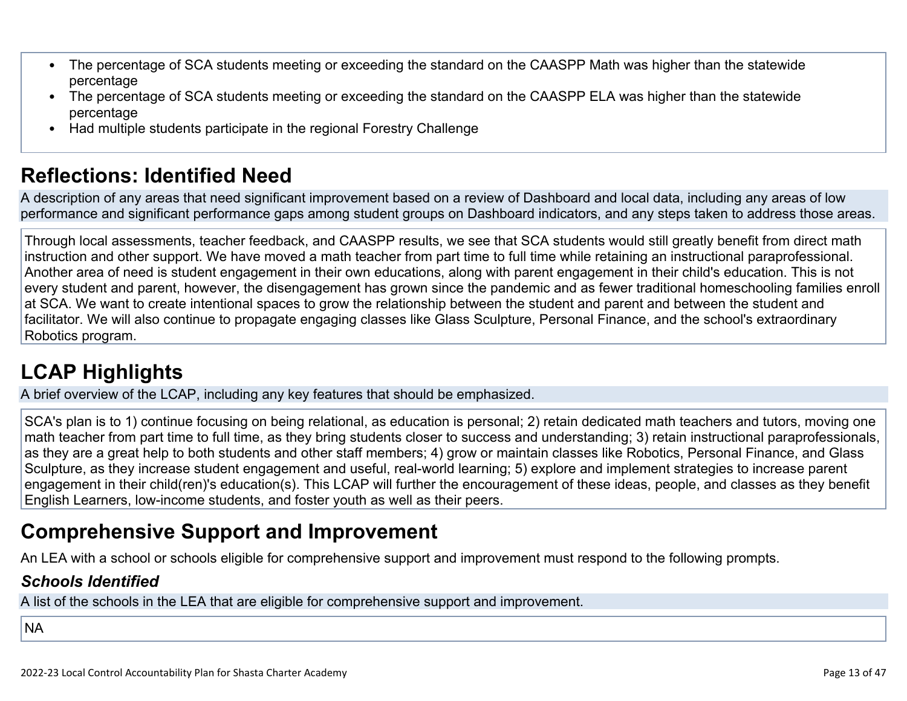- The percentage of SCA students meeting or exceeding the standard on the CAASPP Math was higher than the statewide percentage
- The percentage of SCA students meeting or exceeding the standard on the CAASPP ELA was higher than the statewide percentage
- Had multiple students participate in the regional Forestry Challenge

## Reflections: Identified Need

A description of any areas that need significant improvement based on a review of Dashboard and local data, including any areas of low performance and significant performance gaps among student groups on Dashboard indicators, and any steps taken to address those areas.

Through local assessments, teacher feedback, and CAASPP results, we see that SCA students would still greatly benefit from direct math instruction and other support. We have moved a math teacher from part time to full time while retaining an instructional paraprofessional. Another area of need is student engagement in their own educations, along with parent engagement in their child's education. This is not every student and parent, however, the disengagement has grown since the pandemic and as fewer traditional homeschooling families enroll at SCA. We want to create intentional spaces to grow the relationship between the student and parent and between the student and facilitator. We will also continue to propagate engaging classes like Glass Sculpture, Personal Finance, and the school's extraordinary Robotics program.

## LCAP Highlights

A brief overview of the LCAP, including any key features that should be emphasized.

SCA's plan is to 1) continue focusing on being relational, as education is personal; 2) retain dedicated math teachers and tutors, moving one math teacher from part time to full time, as they bring students closer to success and understanding; 3) retain instructional paraprofessionals, as they are a great help to both students and other staff members; 4) grow or maintain classes like Robotics, Personal Finance, and Glass Sculpture, as they increase student engagement and useful, real-world learning; 5) explore and implement strategies to increase parent engagement in their child(ren)'s education(s). This LCAP will further the encouragement of these ideas, people, and classes as they benefit English Learners, low-income students, and foster youth as well as their peers.

## Comprehensive Support and Improvement

An LEA with a school or schools eligible for comprehensive support and improvement must respond to the following prompts.

### *Schools Identified*

A list of the schools in the LEA that are eligible for comprehensive support and improvement.

NA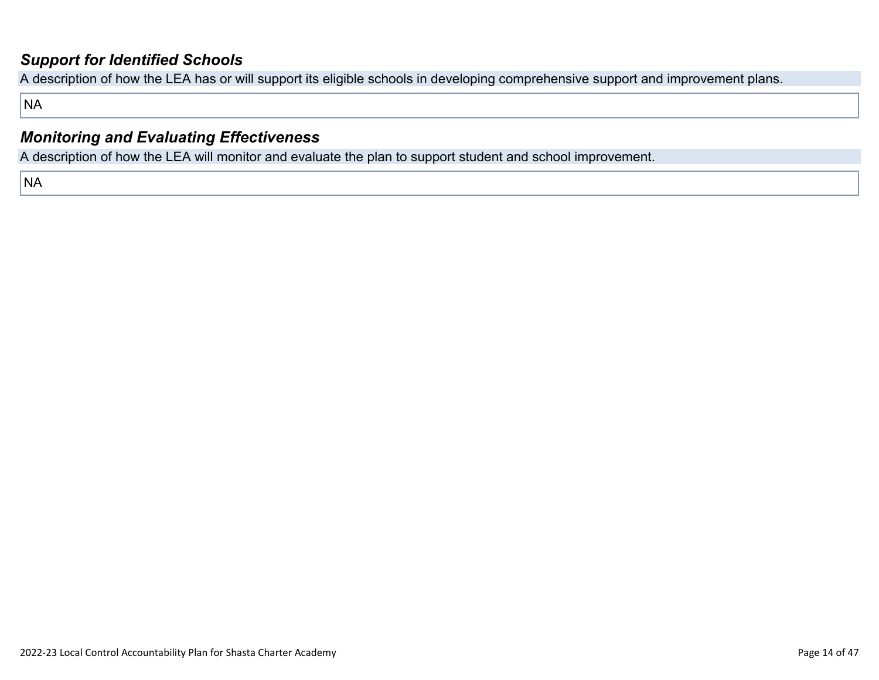### *Support for Identified Schools*

A description of how the LEA has or will support its eligible schools in developing comprehensive support and improvement plans.

NA

### *Monitoring and Evaluating Effectiveness*

A description of how the LEA will monitor and evaluate the plan to support student and school improvement.

NA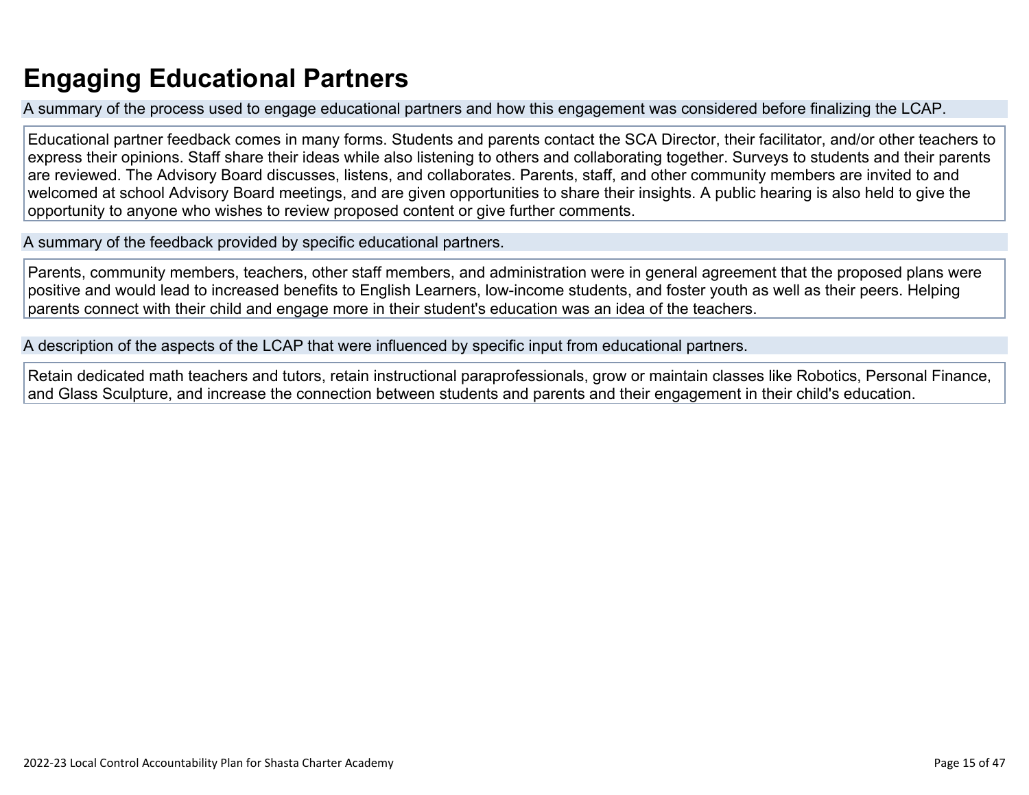# Engaging Educational Partners

A summary of the process used to engage educational partners and how this engagement was considered before finalizing the LCAP.

Educational partner feedback comes in many forms. Students and parents contact the SCA Director, their facilitator, and/or other teachers to express their opinions. Staff share their ideas while also listening to others and collaborating together. Surveys to students and their parents are reviewed. The Advisory Board discusses, listens, and collaborates. Parents, staff, and other community members are invited to and welcomed at school Advisory Board meetings, and are given opportunities to share their insights. A public hearing is also held to give the opportunity to anyone who wishes to review proposed content or give further comments.

A summary of the feedback provided by specific educational partners.

Parents, community members, teachers, other staff members, and administration were in general agreement that the proposed plans were positive and would lead to increased benefits to English Learners, low-income students, and foster youth as well as their peers. Helping parents connect with their child and engage more in their student's education was an idea of the teachers.

A description of the aspects of the LCAP that were influenced by specific input from educational partners.

Retain dedicated math teachers and tutors, retain instructional paraprofessionals, grow or maintain classes like Robotics, Personal Finance, and Glass Sculpture, and increase the connection between students and parents and their engagement in their child's education.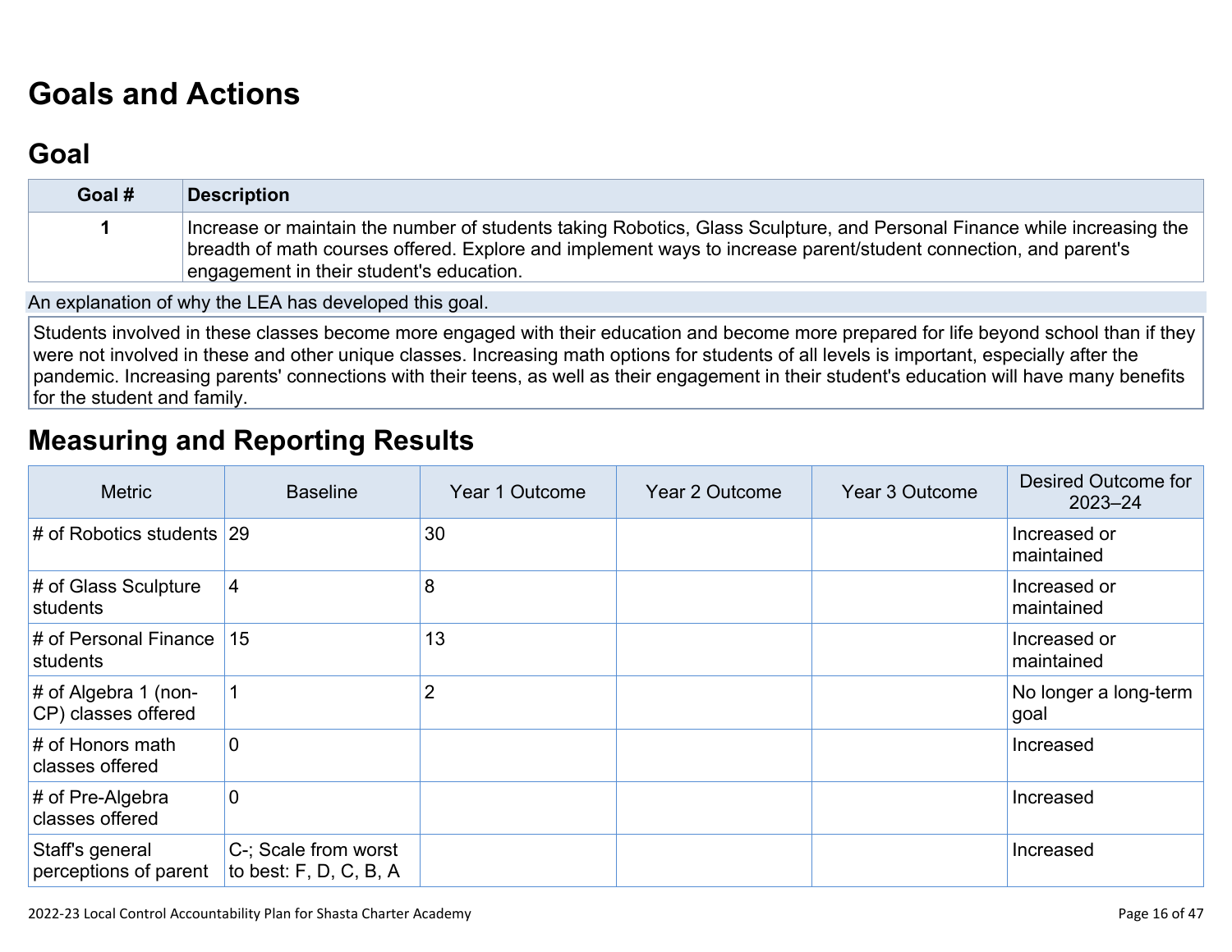# Goals and Actions

## Goal

| Goal # | Description |
|---|---|
| 1 | Increase or maintain the number of students taking Robotics, Glass Sculpture, and Personal Finance while increasing the breadth of math courses offered. Explore and implement ways to increase parent/student connection, and parent's engagement in their student's education. |

An explanation of why the LEA has developed this goal.

Students involved in these classes become more engaged with their education and become more prepared for life beyond school than if they were not involved in these and other unique classes. Increasing math options for students of all levels is important, especially after the pandemic. Increasing parents' connections with their teens, as well as their engagement in their student's education will have many benefits for the student and family.

# Measuring and Reporting Results

| Metric | Baseline | Year 1 Outcome | Year 2 Outcome | Year 3 Outcome | Desired Outcome for 2023–24 |
|---|---|---|---|---|---|
| # of Robotics students | 29 | 30 | | | Increased or maintained |
| # of Glass Sculpture students | 4 | 8 | | | Increased or maintained |
| # of Personal Finance students | 15 | 13 | | | Increased or maintained |
| # of Algebra 1 (non-CP) classes offered | 1 | 2 | | | No longer a long-term goal |
| # of Honors math classes offered | 0 | | | | Increased |
| # of Pre-Algebra classes offered | 0 | | | | Increased |
| Staff's general perceptions of parent | C-; Scale from worst to best: F, D, C, B, A | | | | Increased |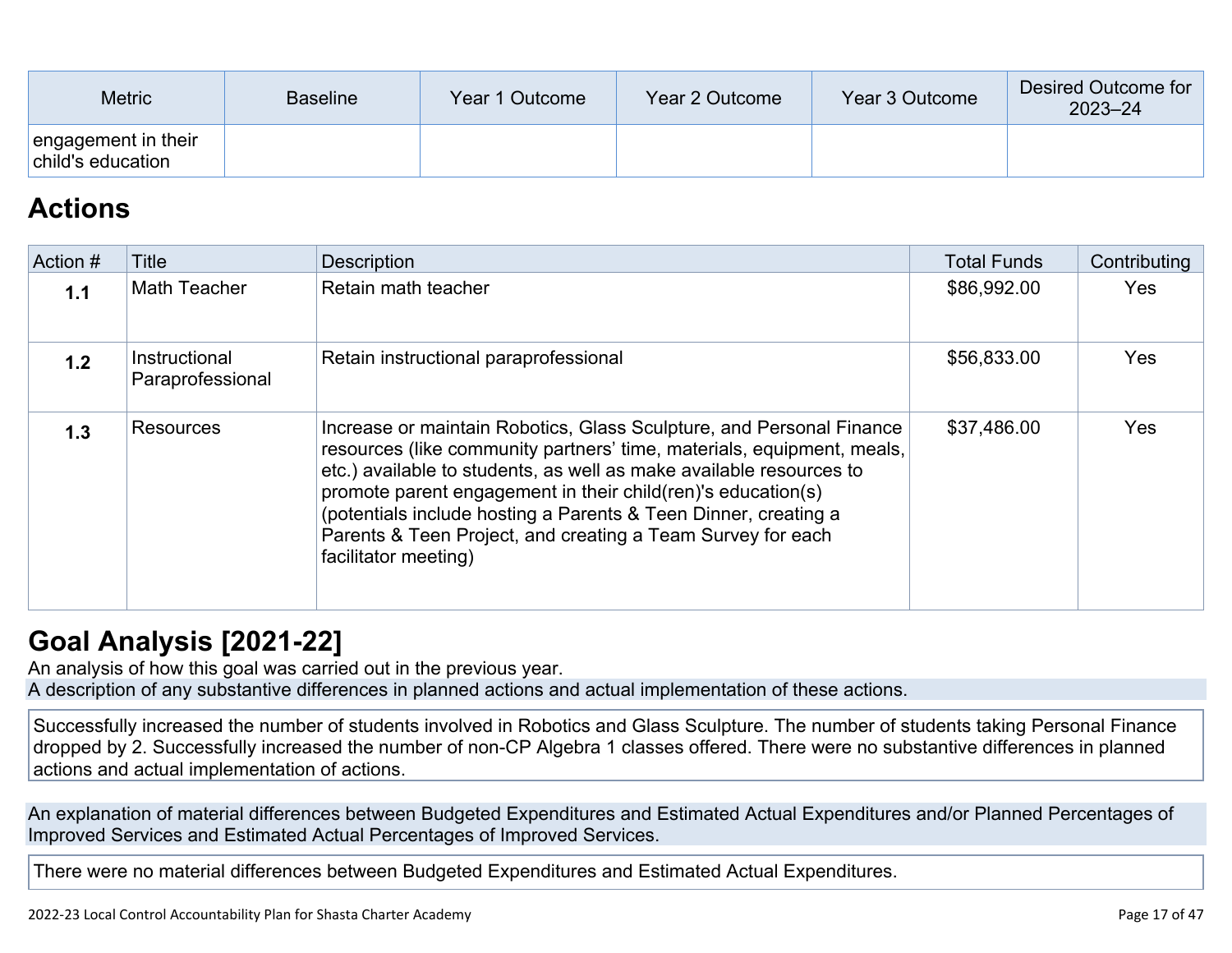| Metric | Baseline | Year 1 Outcome | Year 2 Outcome | Year 3 Outcome | Desired Outcome for 2023–24 |
|---|---|---|---|---|---|
| engagement in their child's education | | | | | |

## Actions

| Action # | Title | Description | Total Funds | Contributing |
|---|---|---|---|---|
| **1.1** | Math Teacher | Retain math teacher | $86,992.00 | Yes |
| **1.2** | Instructional Paraprofessional | Retain instructional paraprofessional | $56,833.00 | Yes |
| **1.3** | Resources | Increase or maintain Robotics, Glass Sculpture, and Personal Finance resources (like community partners' time, materials, equipment, meals, etc.) available to students, as well as make available resources to promote parent engagement in their child(ren)'s education(s) (potentials include hosting a Parents & Teen Dinner, creating a Parents & Teen Project, and creating a Team Survey for each facilitator meeting) | $37,486.00 | Yes |

## Goal Analysis [2021-22]

An analysis of how this goal was carried out in the previous year.

A description of any substantive differences in planned actions and actual implementation of these actions.

Successfully increased the number of students involved in Robotics and Glass Sculpture. The number of students taking Personal Finance dropped by 2. Successfully increased the number of non-CP Algebra 1 classes offered. There were no substantive differences in planned actions and actual implementation of actions.

An explanation of material differences between Budgeted Expenditures and Estimated Actual Expenditures and/or Planned Percentages of Improved Services and Estimated Actual Percentages of Improved Services.

There were no material differences between Budgeted Expenditures and Estimated Actual Expenditures.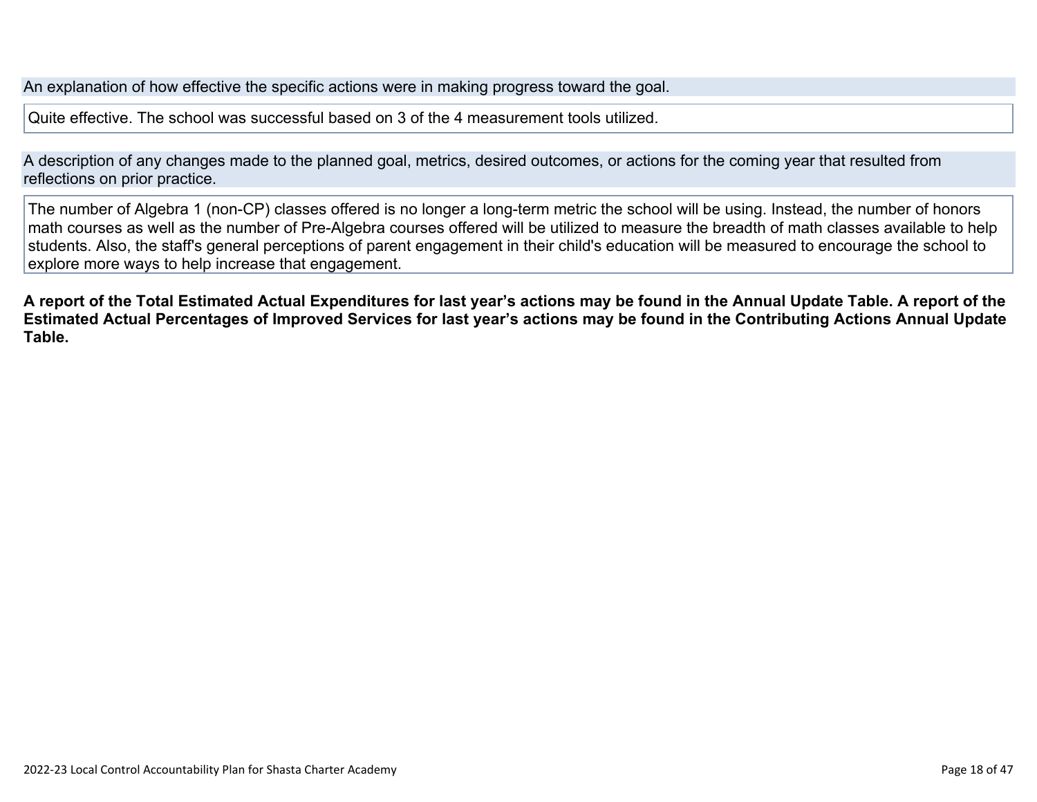An explanation of how effective the specific actions were in making progress toward the goal.

Quite effective. The school was successful based on 3 of the 4 measurement tools utilized.

A description of any changes made to the planned goal, metrics, desired outcomes, or actions for the coming year that resulted from reflections on prior practice.

The number of Algebra 1 (non-CP) classes offered is no longer a long-term metric the school will be using. Instead, the number of honors math courses as well as the number of Pre-Algebra courses offered will be utilized to measure the breadth of math classes available to help students. Also, the staff's general perceptions of parent engagement in their child's education will be measured to encourage the school to explore more ways to help increase that engagement.

**A report of the Total Estimated Actual Expenditures for last year's actions may be found in the Annual Update Table. A report of the Estimated Actual Percentages of Improved Services for last year's actions may be found in the Contributing Actions Annual Update Table.**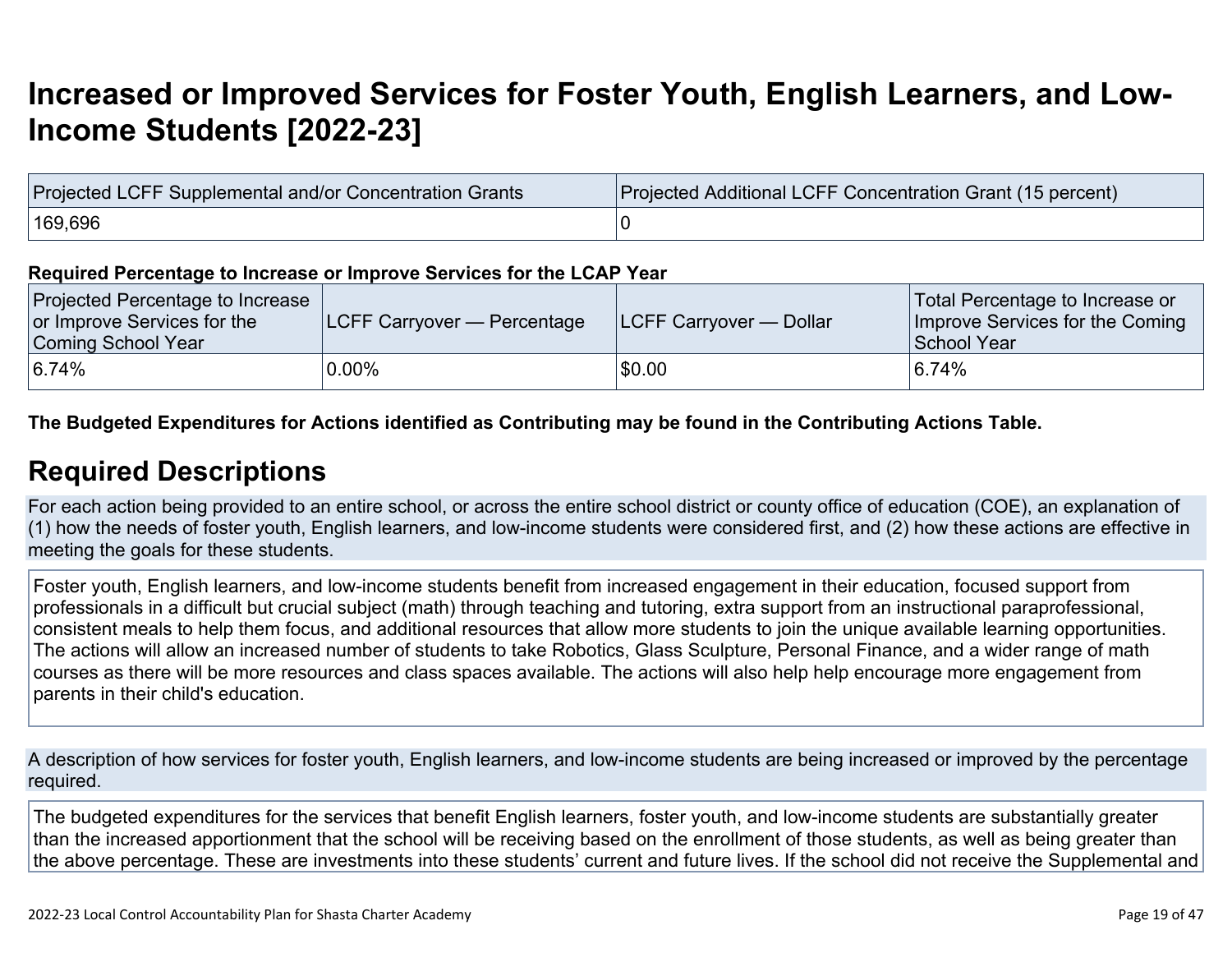# Increased or Improved Services for Foster Youth, English Learners, and Low-Income Students [2022-23]

| Projected LCFF Supplemental and/or Concentration Grants | Projected Additional LCFF Concentration Grant (15 percent) |
| --- | --- |
| 169,696 | 0 |

**Required Percentage to Increase or Improve Services for the LCAP Year**

| Projected Percentage to Increase or Improve Services for the Coming School Year | LCFF Carryover — Percentage | LCFF Carryover — Dollar | Total Percentage to Increase or Improve Services for the Coming School Year |
| --- | --- | --- | --- |
| 6.74% | 0.00% | $0.00 | 6.74% |

**The Budgeted Expenditures for Actions identified as Contributing may be found in the Contributing Actions Table.**

## Required Descriptions

For each action being provided to an entire school, or across the entire school district or county office of education (COE), an explanation of (1) how the needs of foster youth, English learners, and low-income students were considered first, and (2) how these actions are effective in meeting the goals for these students.

Foster youth, English learners, and low-income students benefit from increased engagement in their education, focused support from professionals in a difficult but crucial subject (math) through teaching and tutoring, extra support from an instructional paraprofessional, consistent meals to help them focus, and additional resources that allow more students to join the unique available learning opportunities. The actions will allow an increased number of students to take Robotics, Glass Sculpture, Personal Finance, and a wider range of math courses as there will be more resources and class spaces available. The actions will also help help encourage more engagement from parents in their child's education.

A description of how services for foster youth, English learners, and low-income students are being increased or improved by the percentage required.

The budgeted expenditures for the services that benefit English learners, foster youth, and low-income students are substantially greater than the increased apportionment that the school will be receiving based on the enrollment of those students, as well as being greater than the above percentage. These are investments into these students' current and future lives. If the school did not receive the Supplemental and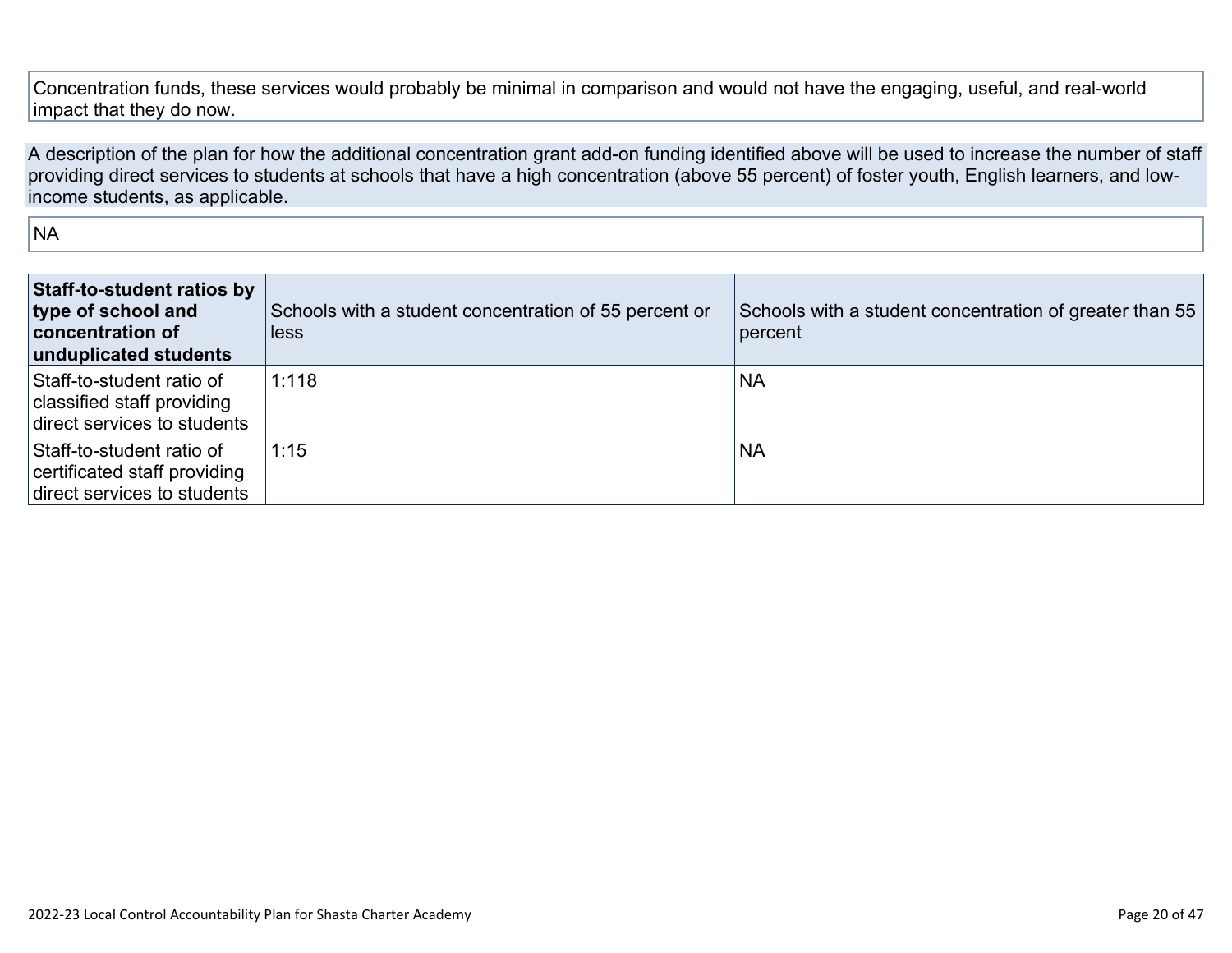Concentration funds, these services would probably be minimal in comparison and would not have the engaging, useful, and real-world impact that they do now.

A description of the plan for how the additional concentration grant add-on funding identified above will be used to increase the number of staff providing direct services to students at schools that have a high concentration (above 55 percent) of foster youth, English learners, and low-income students, as applicable.

NA

| **Staff-to-student ratios by type of school and concentration of unduplicated students** | Schools with a student concentration of 55 percent or less | Schools with a student concentration of greater than 55 percent |
| --- | --- | --- |
| Staff-to-student ratio of classified staff providing direct services to students | 1:118 | NA |
| Staff-to-student ratio of certificated staff providing direct services to students | 1:15 | NA |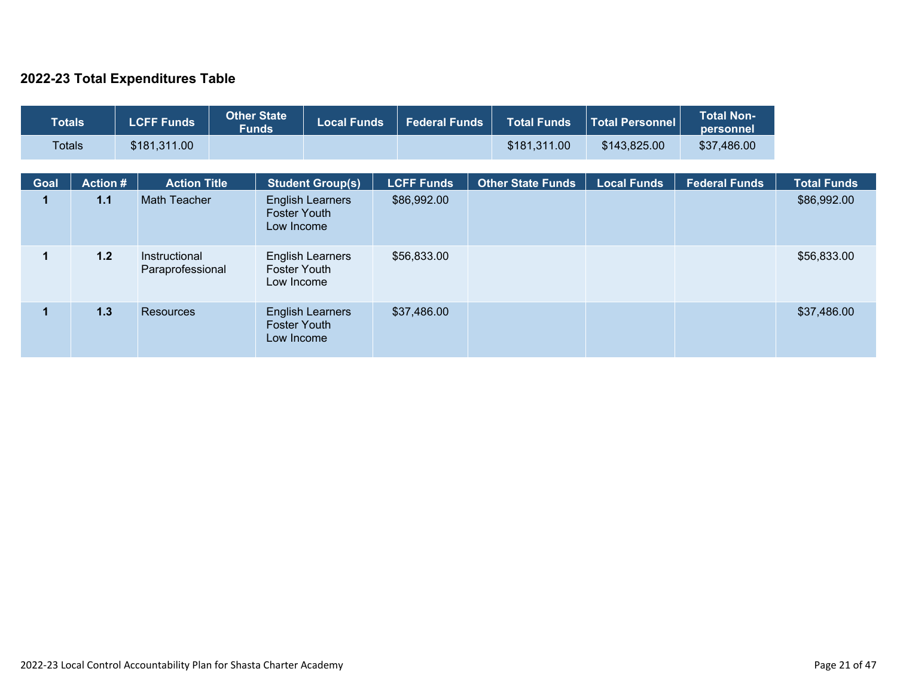## 2022-23 Total Expenditures Table

| Totals | LCFF Funds | Other State Funds | Local Funds | Federal Funds | Total Funds | Total Personnel | Total Non-personnel |
|---|---|---|---|---|---|---|---|
| Totals | $181,311.00 | | | | $181,311.00 | $143,825.00 | $37,486.00 |

| Goal | Action # | Action Title | Student Group(s) | LCFF Funds | Other State Funds | Local Funds | Federal Funds | Total Funds |
|---|---|---|---|---|---|---|---|---|
| 1 | 1.1 | Math Teacher | English Learners<br>Foster Youth<br>Low Income | $86,992.00 | | | | $86,992.00 |
| 1 | 1.2 | Instructional Paraprofessional | English Learners<br>Foster Youth<br>Low Income | $56,833.00 | | | | $56,833.00 |
| 1 | 1.3 | Resources | English Learners<br>Foster Youth<br>Low Income | $37,486.00 | | | | $37,486.00 |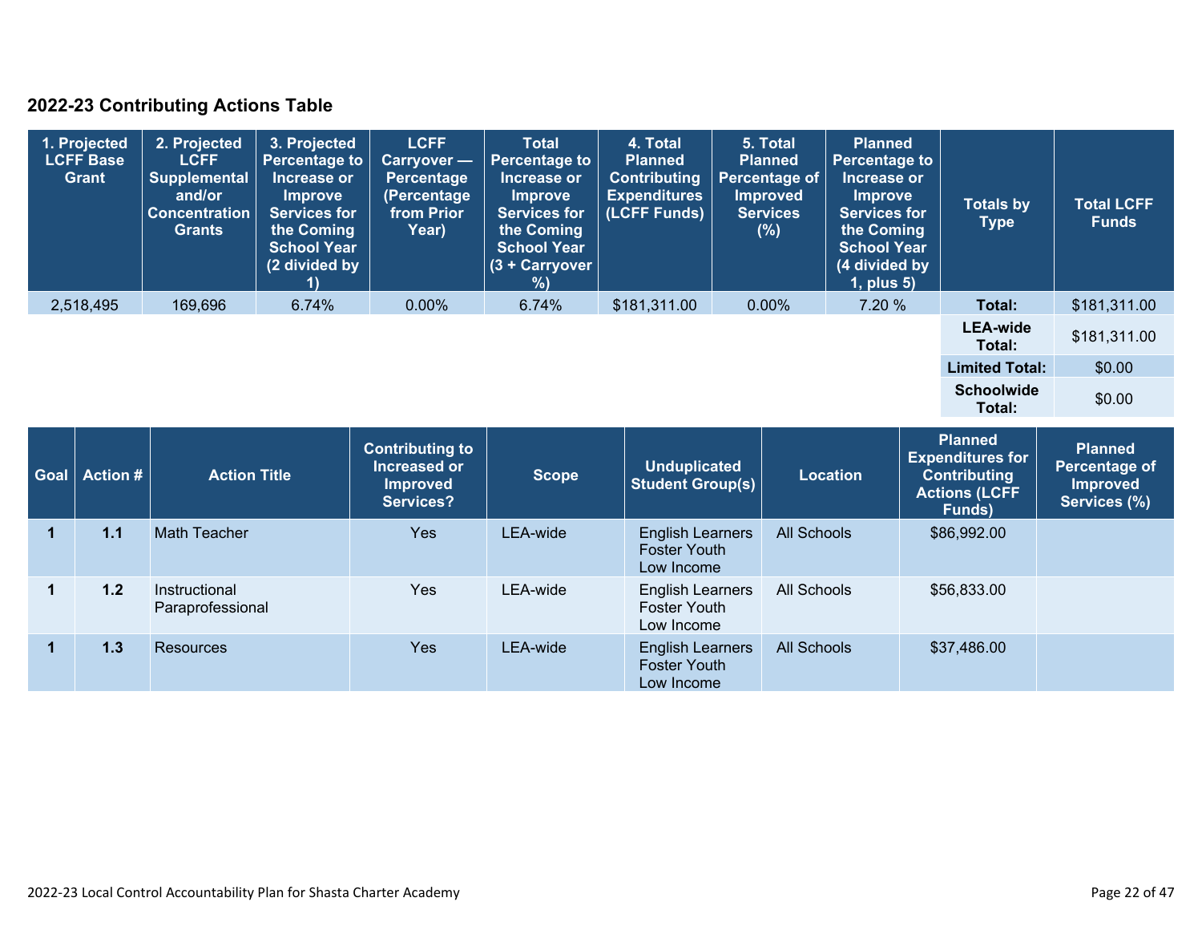## 2022-23 Contributing Actions Table

| 1. Projected LCFF Base Grant | 2. Projected LCFF Supplemental and/or Concentration Grants | 3. Projected Percentage to Increase or Improve Services for the Coming School Year (2 divided by 1) | LCFF Carryover — Percentage (Percentage from Prior Year) | Total Percentage to Increase or Improve Services for the Coming School Year (3 + Carryover %) | 4. Total Planned Contributing Expenditures (LCFF Funds) | 5. Total Planned Percentage of Improved Services (%) | Planned Percentage to Increase or Improve Services for the Coming School Year (4 divided by 1, plus 5) | Totals by Type | Total LCFF Funds |
|---|---|---|---|---|---|---|---|---|---|
| 2,518,495 | 169,696 | 6.74% | 0.00% | 6.74% | $181,311.00 | 0.00% | 7.20 % | **Total:** | $181,311.00 |
| | | | | | | | | **LEA-wide Total:** | $181,311.00 |
| | | | | | | | | **Limited Total:** | $0.00 |
| | | | | | | | | **Schoolwide Total:** | $0.00 |

| Goal | Action # | Action Title | Contributing to Increased or Improved Services? | Scope | Unduplicated Student Group(s) | Location | Planned Expenditures for Contributing Actions (LCFF Funds) | Planned Percentage of Improved Services (%) |
|---|---|---|---|---|---|---|---|---|
| 1 | 1.1 | Math Teacher | Yes | LEA-wide | English Learners<br>Foster Youth<br>Low Income | All Schools | $86,992.00 | |
| 1 | 1.2 | Instructional Paraprofessional | Yes | LEA-wide | English Learners<br>Foster Youth<br>Low Income | All Schools | $56,833.00 | |
| 1 | 1.3 | Resources | Yes | LEA-wide | English Learners<br>Foster Youth<br>Low Income | All Schools | $37,486.00 | |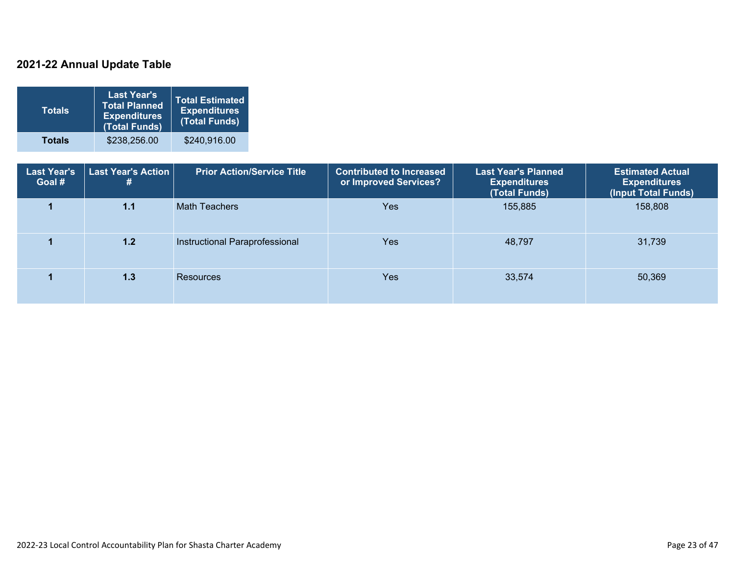## 2021-22 Annual Update Table

| Totals | Last Year's Total Planned Expenditures (Total Funds) | Total Estimated Expenditures (Total Funds) |
|---|---|---|
| **Totals** | $238,256.00 | $240,916.00 |

| Last Year's Goal # | Last Year's Action # | Prior Action/Service Title | Contributed to Increased or Improved Services? | Last Year's Planned Expenditures (Total Funds) | Estimated Actual Expenditures (Input Total Funds) |
|---|---|---|---|---|---|
| 1 | 1.1 | Math Teachers | Yes | 155,885 | 158,808 |
| 1 | 1.2 | Instructional Paraprofessional | Yes | 48,797 | 31,739 |
| 1 | 1.3 | Resources | Yes | 33,574 | 50,369 |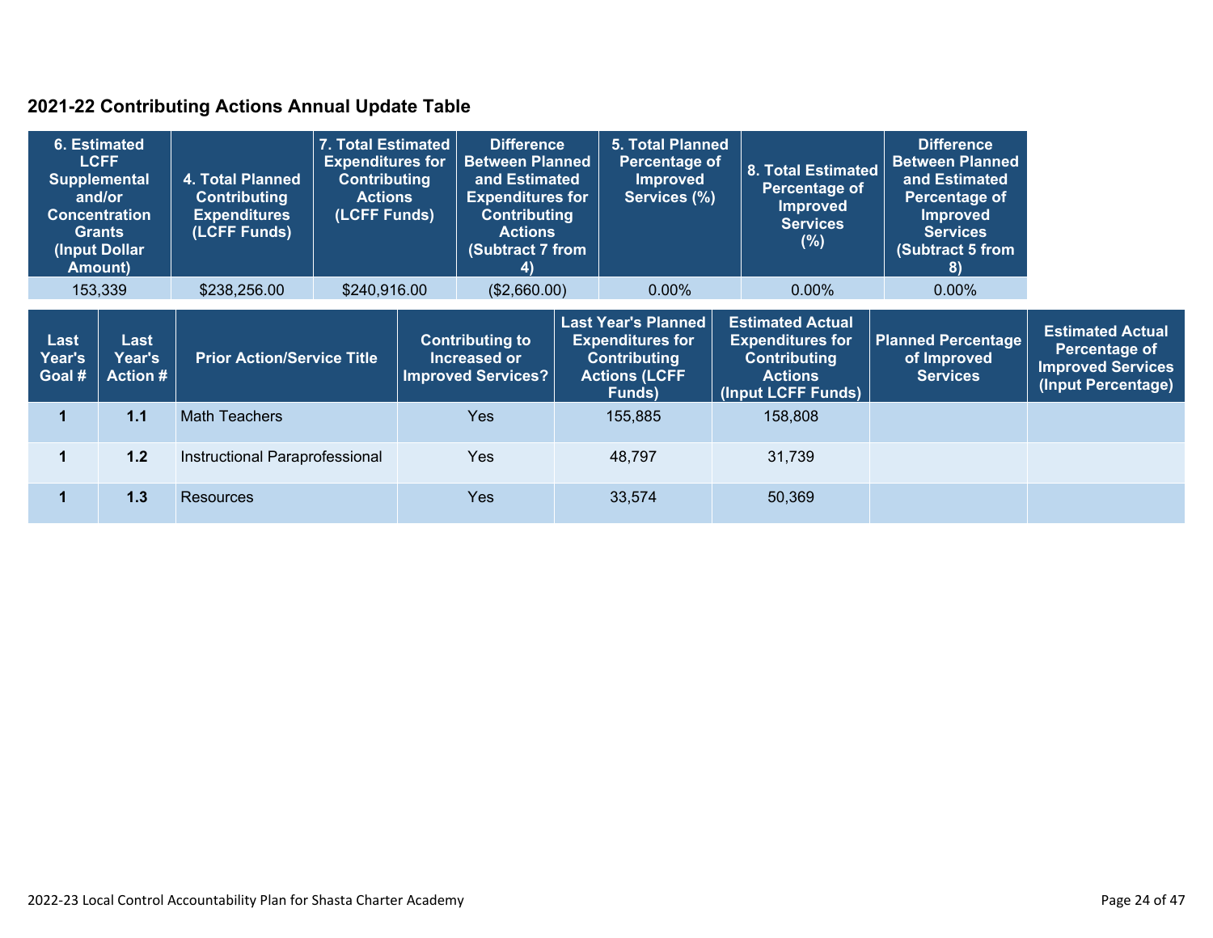## 2021-22 Contributing Actions Annual Update Table

| 6. Estimated LCFF Supplemental and/or Concentration Grants (Input Dollar Amount) | 4. Total Planned Contributing Expenditures (LCFF Funds) | 7. Total Estimated Expenditures for Contributing Actions (LCFF Funds) | Difference Between Planned and Estimated Expenditures for Contributing Actions (Subtract 7 from 4) | 5. Total Planned Percentage of Improved Services (%) | 8. Total Estimated Percentage of Improved Services (%) | Difference Between Planned and Estimated Percentage of Improved Services (Subtract 5 from 8) |
|---|---|---|---|---|---|---|
| 153,339 | $238,256.00 | $240,916.00 | ($2,660.00) | 0.00% | 0.00% | 0.00% |

| Last Year's Goal # | Last Year's Action # | Prior Action/Service Title | Contributing to Increased or Improved Services? | Last Year's Planned Expenditures for Contributing Actions (LCFF Funds) | Estimated Actual Expenditures for Contributing Actions (Input LCFF Funds) | Planned Percentage of Improved Services | Estimated Actual Percentage of Improved Services (Input Percentage) |
|---|---|---|---|---|---|---|---|
| 1 | 1.1 | Math Teachers | Yes | 155,885 | 158,808 | | |
| 1 | 1.2 | Instructional Paraprofessional | Yes | 48,797 | 31,739 | | |
| 1 | 1.3 | Resources | Yes | 33,574 | 50,369 | | |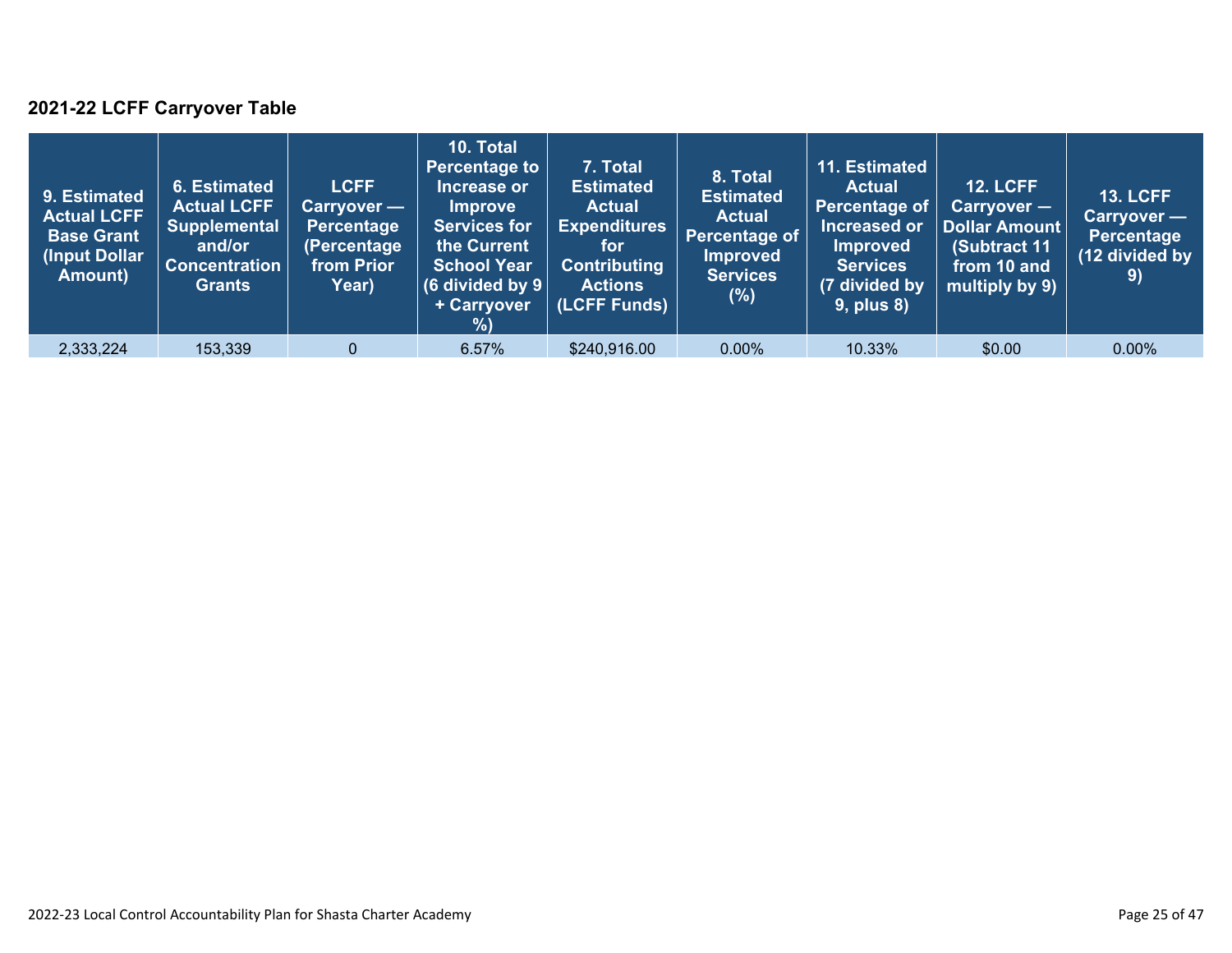### 2021-22 LCFF Carryover Table

| 9. Estimated Actual LCFF Base Grant (Input Dollar Amount) | 6. Estimated Actual LCFF Supplemental and/or Concentration Grants | LCFF Carryover — Percentage (Percentage from Prior Year) | 10. Total Percentage to Increase or Improve Services for the Current School Year (6 divided by 9 + Carryover %) | 7. Total Estimated Actual Expenditures for Contributing Actions (LCFF Funds) | 8. Total Estimated Actual Percentage of Improved Services (%) | 11. Estimated Actual Percentage of Increased or Improved Services (7 divided by 9, plus 8) | 12. LCFF Carryover — Dollar Amount (Subtract 11 from 10 and multiply by 9) | 13. LCFF Carryover — Percentage (12 divided by 9) |
|---|---|---|---|---|---|---|---|---|
| 2,333,224 | 153,339 | 0 | 6.57% | $240,916.00 | 0.00% | 10.33% | $0.00 | 0.00% |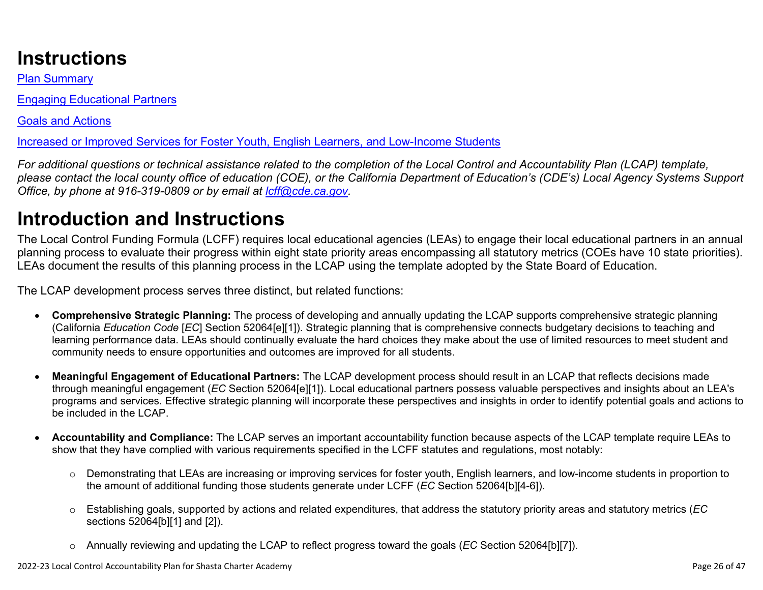# Instructions

[Plan Summary](#)

[Engaging Educational Partners](#)

[Goals and Actions](#)

[Increased or Improved Services for Foster Youth, English Learners, and Low-Income Students](#)

*For additional questions or technical assistance related to the completion of the Local Control and Accountability Plan (LCAP) template, please contact the local county office of education (COE), or the California Department of Education's (CDE's) Local Agency Systems Support Office, by phone at 916-319-0809 or by email at [lcff@cde.ca.gov](mailto:lcff@cde.ca.gov).*

# Introduction and Instructions

The Local Control Funding Formula (LCFF) requires local educational agencies (LEAs) to engage their local educational partners in an annual planning process to evaluate their progress within eight state priority areas encompassing all statutory metrics (COEs have 10 state priorities). LEAs document the results of this planning process in the LCAP using the template adopted by the State Board of Education.

The LCAP development process serves three distinct, but related functions:

- **Comprehensive Strategic Planning:** The process of developing and annually updating the LCAP supports comprehensive strategic planning (California *Education Code* [*EC*] Section 52064[e][1]). Strategic planning that is comprehensive connects budgetary decisions to teaching and learning performance data. LEAs should continually evaluate the hard choices they make about the use of limited resources to meet student and community needs to ensure opportunities and outcomes are improved for all students.

- **Meaningful Engagement of Educational Partners:** The LCAP development process should result in an LCAP that reflects decisions made through meaningful engagement (*EC* Section 52064[e][1]). Local educational partners possess valuable perspectives and insights about an LEA's programs and services. Effective strategic planning will incorporate these perspectives and insights in order to identify potential goals and actions to be included in the LCAP.

- **Accountability and Compliance:** The LCAP serves an important accountability function because aspects of the LCAP template require LEAs to show that they have complied with various requirements specified in the LCFF statutes and regulations, most notably:

  - Demonstrating that LEAs are increasing or improving services for foster youth, English learners, and low-income students in proportion to the amount of additional funding those students generate under LCFF (*EC* Section 52064[b][4-6]).

  - Establishing goals, supported by actions and related expenditures, that address the statutory priority areas and statutory metrics (*EC* sections 52064[b][1] and [2]).

  - Annually reviewing and updating the LCAP to reflect progress toward the goals (*EC* Section 52064[b][7]).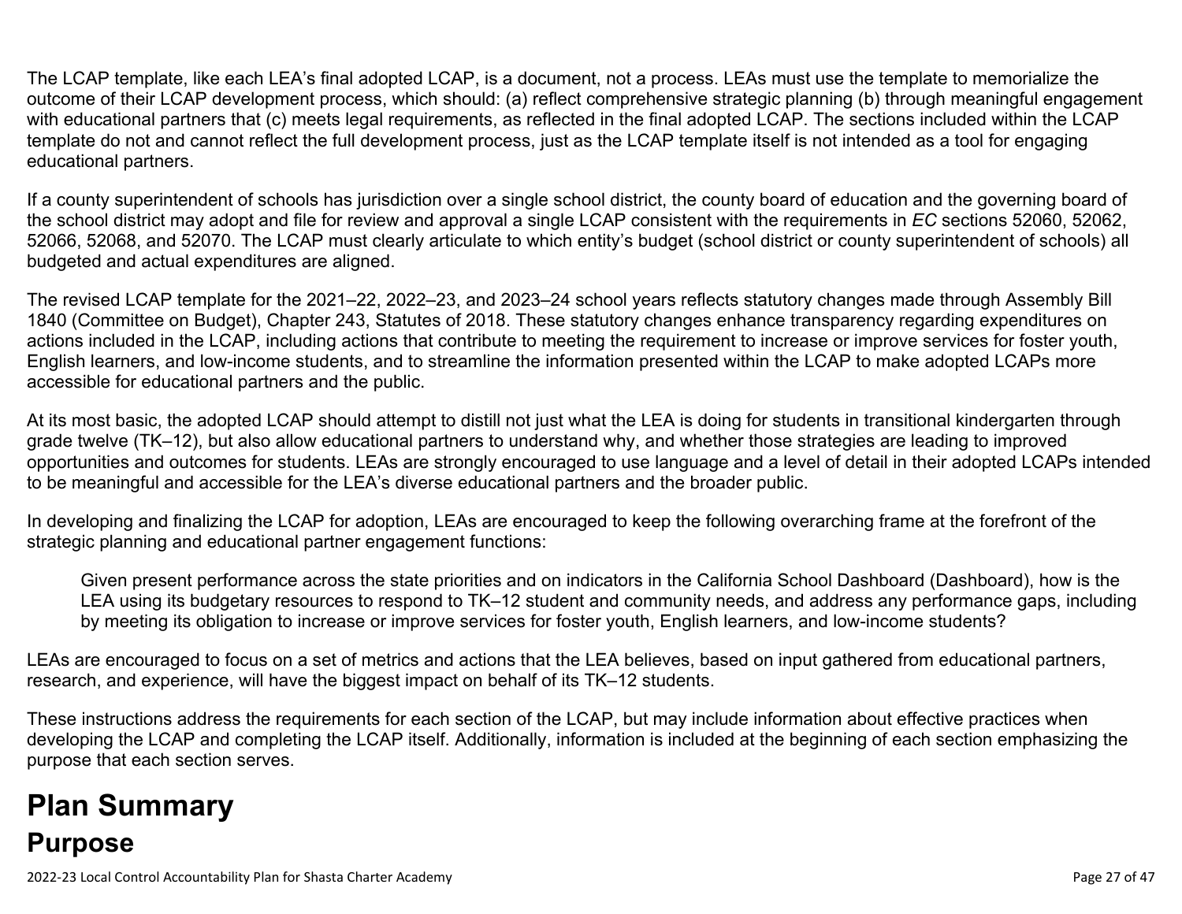The LCAP template, like each LEA's final adopted LCAP, is a document, not a process. LEAs must use the template to memorialize the outcome of their LCAP development process, which should: (a) reflect comprehensive strategic planning (b) through meaningful engagement with educational partners that (c) meets legal requirements, as reflected in the final adopted LCAP. The sections included within the LCAP template do not and cannot reflect the full development process, just as the LCAP template itself is not intended as a tool for engaging educational partners.

If a county superintendent of schools has jurisdiction over a single school district, the county board of education and the governing board of the school district may adopt and file for review and approval a single LCAP consistent with the requirements in *EC* sections 52060, 52062, 52066, 52068, and 52070. The LCAP must clearly articulate to which entity's budget (school district or county superintendent of schools) all budgeted and actual expenditures are aligned.

The revised LCAP template for the 2021–22, 2022–23, and 2023–24 school years reflects statutory changes made through Assembly Bill 1840 (Committee on Budget), Chapter 243, Statutes of 2018. These statutory changes enhance transparency regarding expenditures on actions included in the LCAP, including actions that contribute to meeting the requirement to increase or improve services for foster youth, English learners, and low-income students, and to streamline the information presented within the LCAP to make adopted LCAPs more accessible for educational partners and the public.

At its most basic, the adopted LCAP should attempt to distill not just what the LEA is doing for students in transitional kindergarten through grade twelve (TK–12), but also allow educational partners to understand why, and whether those strategies are leading to improved opportunities and outcomes for students. LEAs are strongly encouraged to use language and a level of detail in their adopted LCAPs intended to be meaningful and accessible for the LEA's diverse educational partners and the broader public.

In developing and finalizing the LCAP for adoption, LEAs are encouraged to keep the following overarching frame at the forefront of the strategic planning and educational partner engagement functions:

> Given present performance across the state priorities and on indicators in the California School Dashboard (Dashboard), how is the LEA using its budgetary resources to respond to TK–12 student and community needs, and address any performance gaps, including by meeting its obligation to increase or improve services for foster youth, English learners, and low-income students?

LEAs are encouraged to focus on a set of metrics and actions that the LEA believes, based on input gathered from educational partners, research, and experience, will have the biggest impact on behalf of its TK–12 students.

These instructions address the requirements for each section of the LCAP, but may include information about effective practices when developing the LCAP and completing the LCAP itself. Additionally, information is included at the beginning of each section emphasizing the purpose that each section serves.

# Plan Summary

## Purpose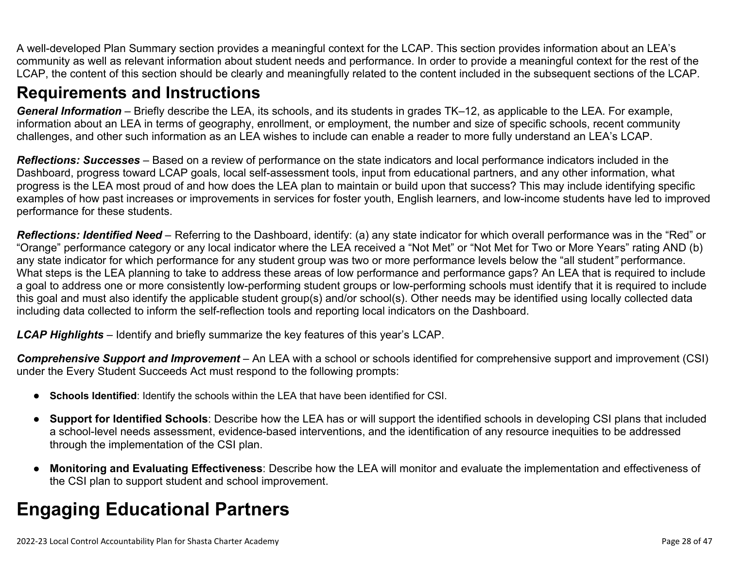A well-developed Plan Summary section provides a meaningful context for the LCAP. This section provides information about an LEA's community as well as relevant information about student needs and performance. In order to provide a meaningful context for the rest of the LCAP, the content of this section should be clearly and meaningfully related to the content included in the subsequent sections of the LCAP.

## Requirements and Instructions

***General Information*** – Briefly describe the LEA, its schools, and its students in grades TK–12, as applicable to the LEA. For example, information about an LEA in terms of geography, enrollment, or employment, the number and size of specific schools, recent community challenges, and other such information as an LEA wishes to include can enable a reader to more fully understand an LEA's LCAP.

***Reflections: Successes*** – Based on a review of performance on the state indicators and local performance indicators included in the Dashboard, progress toward LCAP goals, local self-assessment tools, input from educational partners, and any other information, what progress is the LEA most proud of and how does the LEA plan to maintain or build upon that success? This may include identifying specific examples of how past increases or improvements in services for foster youth, English learners, and low-income students have led to improved performance for these students.

***Reflections: Identified Need*** – Referring to the Dashboard, identify: (a) any state indicator for which overall performance was in the "Red" or "Orange" performance category or any local indicator where the LEA received a "Not Met" or "Not Met for Two or More Years" rating AND (b) any state indicator for which performance for any student group was two or more performance levels below the "all student*"* performance. What steps is the LEA planning to take to address these areas of low performance and performance gaps? An LEA that is required to include a goal to address one or more consistently low-performing student groups or low-performing schools must identify that it is required to include this goal and must also identify the applicable student group(s) and/or school(s). Other needs may be identified using locally collected data including data collected to inform the self-reflection tools and reporting local indicators on the Dashboard.

***LCAP Highlights*** – Identify and briefly summarize the key features of this year's LCAP.

***Comprehensive Support and Improvement*** – An LEA with a school or schools identified for comprehensive support and improvement (CSI) under the Every Student Succeeds Act must respond to the following prompts:

- **Schools Identified**: Identify the schools within the LEA that have been identified for CSI.
- **Support for Identified Schools**: Describe how the LEA has or will support the identified schools in developing CSI plans that included a school-level needs assessment, evidence-based interventions, and the identification of any resource inequities to be addressed through the implementation of the CSI plan.
- **Monitoring and Evaluating Effectiveness**: Describe how the LEA will monitor and evaluate the implementation and effectiveness of the CSI plan to support student and school improvement.

# Engaging Educational Partners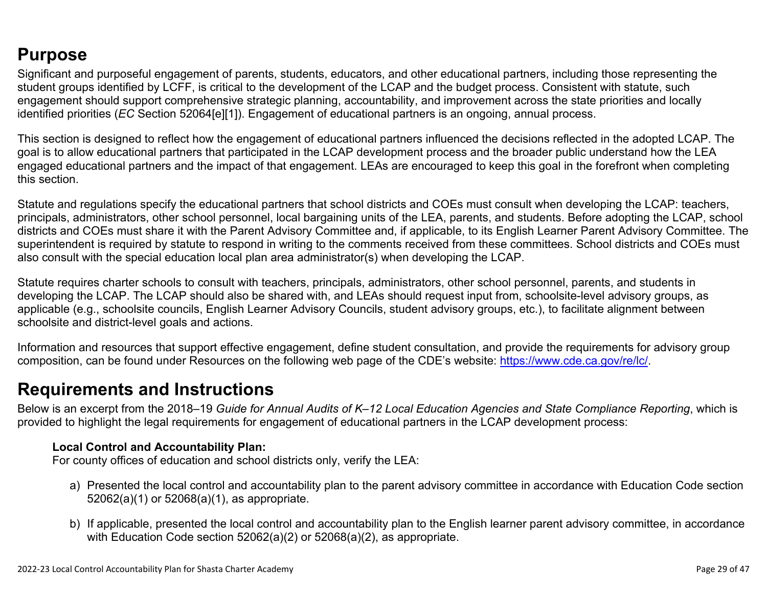## Purpose

Significant and purposeful engagement of parents, students, educators, and other educational partners, including those representing the student groups identified by LCFF, is critical to the development of the LCAP and the budget process. Consistent with statute, such engagement should support comprehensive strategic planning, accountability, and improvement across the state priorities and locally identified priorities (*EC* Section 52064[e][1]). Engagement of educational partners is an ongoing, annual process.

This section is designed to reflect how the engagement of educational partners influenced the decisions reflected in the adopted LCAP. The goal is to allow educational partners that participated in the LCAP development process and the broader public understand how the LEA engaged educational partners and the impact of that engagement. LEAs are encouraged to keep this goal in the forefront when completing this section.

Statute and regulations specify the educational partners that school districts and COEs must consult when developing the LCAP: teachers, principals, administrators, other school personnel, local bargaining units of the LEA, parents, and students. Before adopting the LCAP, school districts and COEs must share it with the Parent Advisory Committee and, if applicable, to its English Learner Parent Advisory Committee. The superintendent is required by statute to respond in writing to the comments received from these committees. School districts and COEs must also consult with the special education local plan area administrator(s) when developing the LCAP.

Statute requires charter schools to consult with teachers, principals, administrators, other school personnel, parents, and students in developing the LCAP. The LCAP should also be shared with, and LEAs should request input from, schoolsite-level advisory groups, as applicable (e.g., schoolsite councils, English Learner Advisory Councils, student advisory groups, etc.), to facilitate alignment between schoolsite and district-level goals and actions.

Information and resources that support effective engagement, define student consultation, and provide the requirements for advisory group composition, can be found under Resources on the following web page of the CDE's website: https://www.cde.ca.gov/re/lc/.

## Requirements and Instructions

Below is an excerpt from the 2018–19 *Guide for Annual Audits of K–12 Local Education Agencies and State Compliance Reporting*, which is provided to highlight the legal requirements for engagement of educational partners in the LCAP development process:

> **Local Control and Accountability Plan:**
> For county offices of education and school districts only, verify the LEA:
>
> a) Presented the local control and accountability plan to the parent advisory committee in accordance with Education Code section 52062(a)(1) or 52068(a)(1), as appropriate.
>
> b) If applicable, presented the local control and accountability plan to the English learner parent advisory committee, in accordance with Education Code section 52062(a)(2) or 52068(a)(2), as appropriate.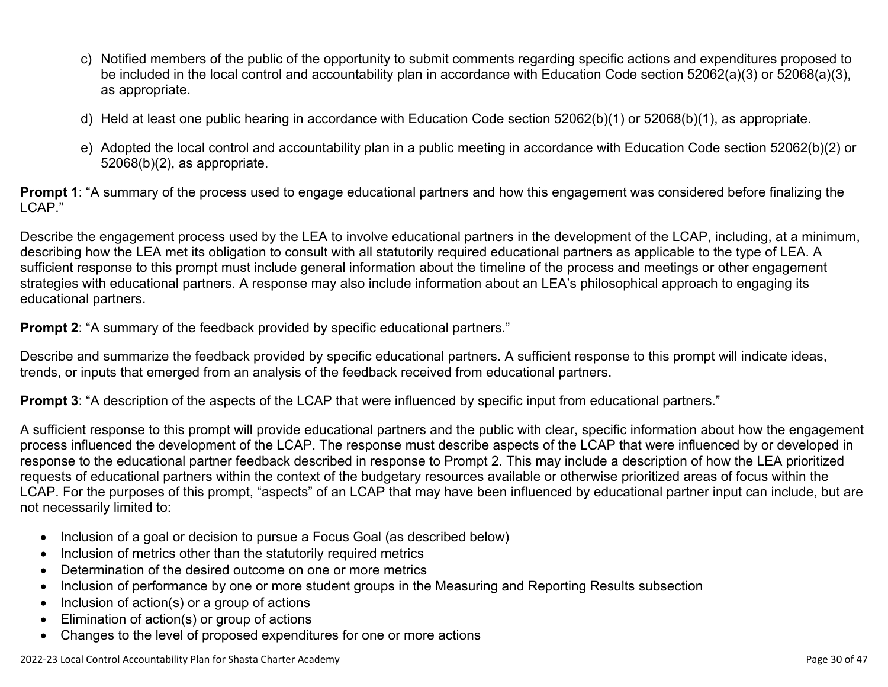c) Notified members of the public of the opportunity to submit comments regarding specific actions and expenditures proposed to be included in the local control and accountability plan in accordance with Education Code section 52062(a)(3) or 52068(a)(3), as appropriate.

d) Held at least one public hearing in accordance with Education Code section 52062(b)(1) or 52068(b)(1), as appropriate.

e) Adopted the local control and accountability plan in a public meeting in accordance with Education Code section 52062(b)(2) or 52068(b)(2), as appropriate.

**Prompt 1**: "A summary of the process used to engage educational partners and how this engagement was considered before finalizing the LCAP."

Describe the engagement process used by the LEA to involve educational partners in the development of the LCAP, including, at a minimum, describing how the LEA met its obligation to consult with all statutorily required educational partners as applicable to the type of LEA. A sufficient response to this prompt must include general information about the timeline of the process and meetings or other engagement strategies with educational partners. A response may also include information about an LEA's philosophical approach to engaging its educational partners.

**Prompt 2**: "A summary of the feedback provided by specific educational partners."

Describe and summarize the feedback provided by specific educational partners. A sufficient response to this prompt will indicate ideas, trends, or inputs that emerged from an analysis of the feedback received from educational partners.

**Prompt 3**: "A description of the aspects of the LCAP that were influenced by specific input from educational partners."

A sufficient response to this prompt will provide educational partners and the public with clear, specific information about how the engagement process influenced the development of the LCAP. The response must describe aspects of the LCAP that were influenced by or developed in response to the educational partner feedback described in response to Prompt 2. This may include a description of how the LEA prioritized requests of educational partners within the context of the budgetary resources available or otherwise prioritized areas of focus within the LCAP. For the purposes of this prompt, "aspects" of an LCAP that may have been influenced by educational partner input can include, but are not necessarily limited to:

- Inclusion of a goal or decision to pursue a Focus Goal (as described below)
- Inclusion of metrics other than the statutorily required metrics
- Determination of the desired outcome on one or more metrics
- Inclusion of performance by one or more student groups in the Measuring and Reporting Results subsection
- Inclusion of action(s) or a group of actions
- Elimination of action(s) or group of actions
- Changes to the level of proposed expenditures for one or more actions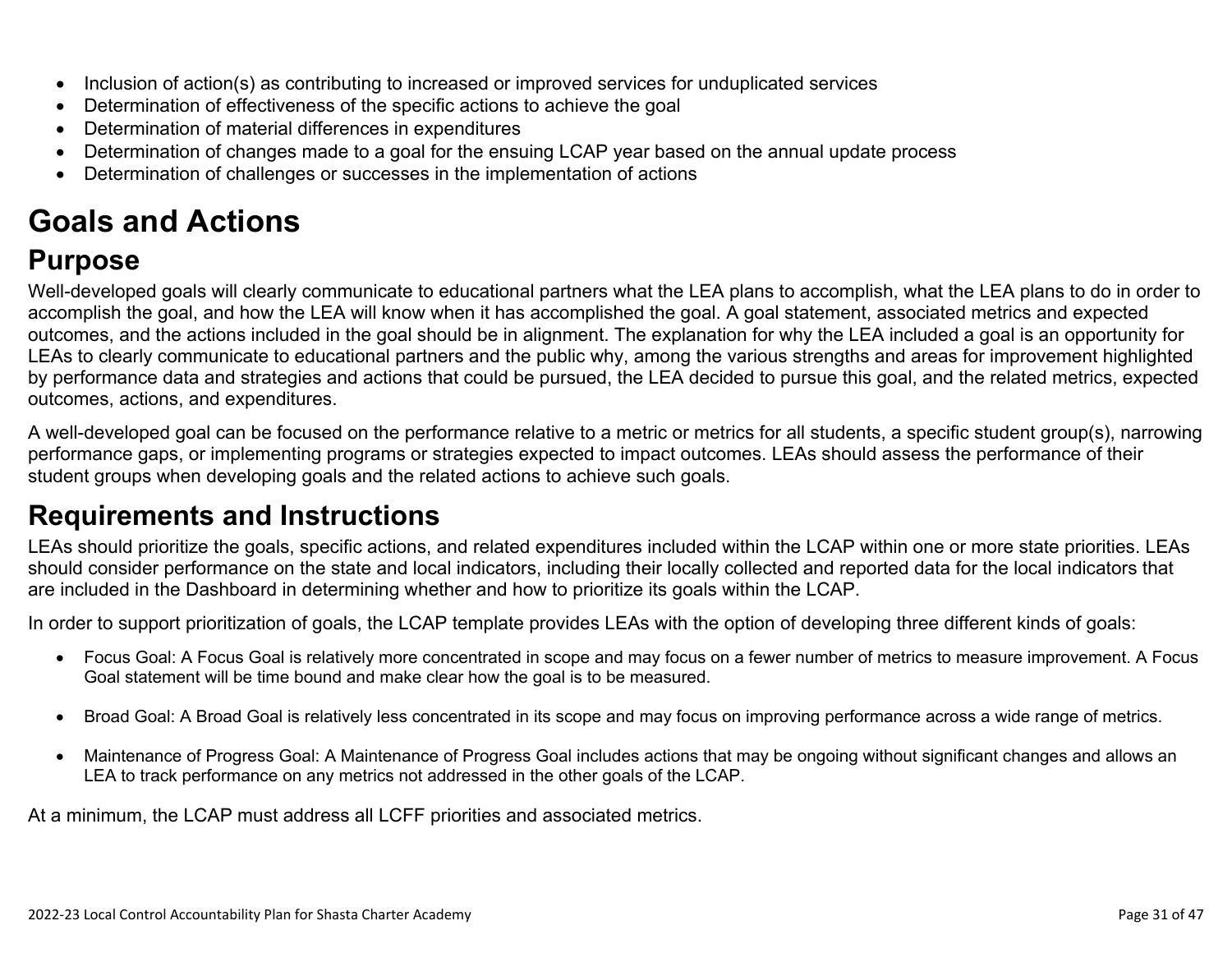- Inclusion of action(s) as contributing to increased or improved services for unduplicated services
- Determination of effectiveness of the specific actions to achieve the goal
- Determination of material differences in expenditures
- Determination of changes made to a goal for the ensuing LCAP year based on the annual update process
- Determination of challenges or successes in the implementation of actions

# Goals and Actions

## Purpose

Well-developed goals will clearly communicate to educational partners what the LEA plans to accomplish, what the LEA plans to do in order to accomplish the goal, and how the LEA will know when it has accomplished the goal. A goal statement, associated metrics and expected outcomes, and the actions included in the goal should be in alignment. The explanation for why the LEA included a goal is an opportunity for LEAs to clearly communicate to educational partners and the public why, among the various strengths and areas for improvement highlighted by performance data and strategies and actions that could be pursued, the LEA decided to pursue this goal, and the related metrics, expected outcomes, actions, and expenditures.

A well-developed goal can be focused on the performance relative to a metric or metrics for all students, a specific student group(s), narrowing performance gaps, or implementing programs or strategies expected to impact outcomes. LEAs should assess the performance of their student groups when developing goals and the related actions to achieve such goals.

## Requirements and Instructions

LEAs should prioritize the goals, specific actions, and related expenditures included within the LCAP within one or more state priorities. LEAs should consider performance on the state and local indicators, including their locally collected and reported data for the local indicators that are included in the Dashboard in determining whether and how to prioritize its goals within the LCAP.

In order to support prioritization of goals, the LCAP template provides LEAs with the option of developing three different kinds of goals:

- Focus Goal: A Focus Goal is relatively more concentrated in scope and may focus on a fewer number of metrics to measure improvement. A Focus Goal statement will be time bound and make clear how the goal is to be measured.

- Broad Goal: A Broad Goal is relatively less concentrated in its scope and may focus on improving performance across a wide range of metrics.

- Maintenance of Progress Goal: A Maintenance of Progress Goal includes actions that may be ongoing without significant changes and allows an LEA to track performance on any metrics not addressed in the other goals of the LCAP.

At a minimum, the LCAP must address all LCFF priorities and associated metrics.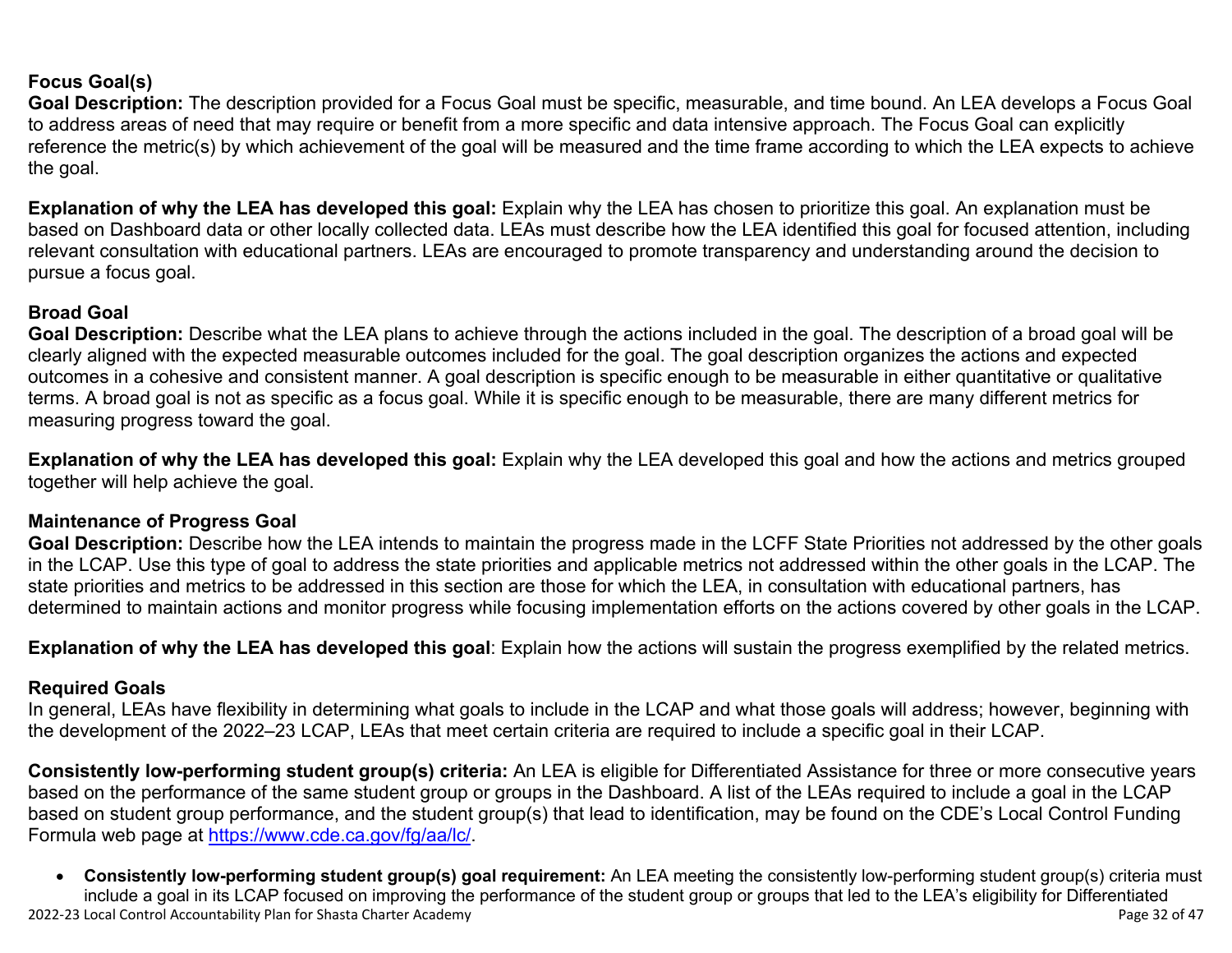### Focus Goal(s)

**Goal Description:** The description provided for a Focus Goal must be specific, measurable, and time bound. An LEA develops a Focus Goal to address areas of need that may require or benefit from a more specific and data intensive approach. The Focus Goal can explicitly reference the metric(s) by which achievement of the goal will be measured and the time frame according to which the LEA expects to achieve the goal.

**Explanation of why the LEA has developed this goal:** Explain why the LEA has chosen to prioritize this goal. An explanation must be based on Dashboard data or other locally collected data. LEAs must describe how the LEA identified this goal for focused attention, including relevant consultation with educational partners. LEAs are encouraged to promote transparency and understanding around the decision to pursue a focus goal.

### Broad Goal

**Goal Description:** Describe what the LEA plans to achieve through the actions included in the goal. The description of a broad goal will be clearly aligned with the expected measurable outcomes included for the goal. The goal description organizes the actions and expected outcomes in a cohesive and consistent manner. A goal description is specific enough to be measurable in either quantitative or qualitative terms. A broad goal is not as specific as a focus goal. While it is specific enough to be measurable, there are many different metrics for measuring progress toward the goal.

**Explanation of why the LEA has developed this goal:** Explain why the LEA developed this goal and how the actions and metrics grouped together will help achieve the goal.

### Maintenance of Progress Goal

**Goal Description:** Describe how the LEA intends to maintain the progress made in the LCFF State Priorities not addressed by the other goals in the LCAP. Use this type of goal to address the state priorities and applicable metrics not addressed within the other goals in the LCAP. The state priorities and metrics to be addressed in this section are those for which the LEA, in consultation with educational partners, has determined to maintain actions and monitor progress while focusing implementation efforts on the actions covered by other goals in the LCAP.

**Explanation of why the LEA has developed this goal**: Explain how the actions will sustain the progress exemplified by the related metrics.

### Required Goals

In general, LEAs have flexibility in determining what goals to include in the LCAP and what those goals will address; however, beginning with the development of the 2022–23 LCAP, LEAs that meet certain criteria are required to include a specific goal in their LCAP.

**Consistently low-performing student group(s) criteria:** An LEA is eligible for Differentiated Assistance for three or more consecutive years based on the performance of the same student group or groups in the Dashboard. A list of the LEAs required to include a goal in the LCAP based on student group performance, and the student group(s) that lead to identification, may be found on the CDE's Local Control Funding Formula web page at https://www.cde.ca.gov/fg/aa/lc/.

- **Consistently low-performing student group(s) goal requirement:** An LEA meeting the consistently low-performing student group(s) criteria must include a goal in its LCAP focused on improving the performance of the student group or groups that led to the LEA's eligibility for Differentiated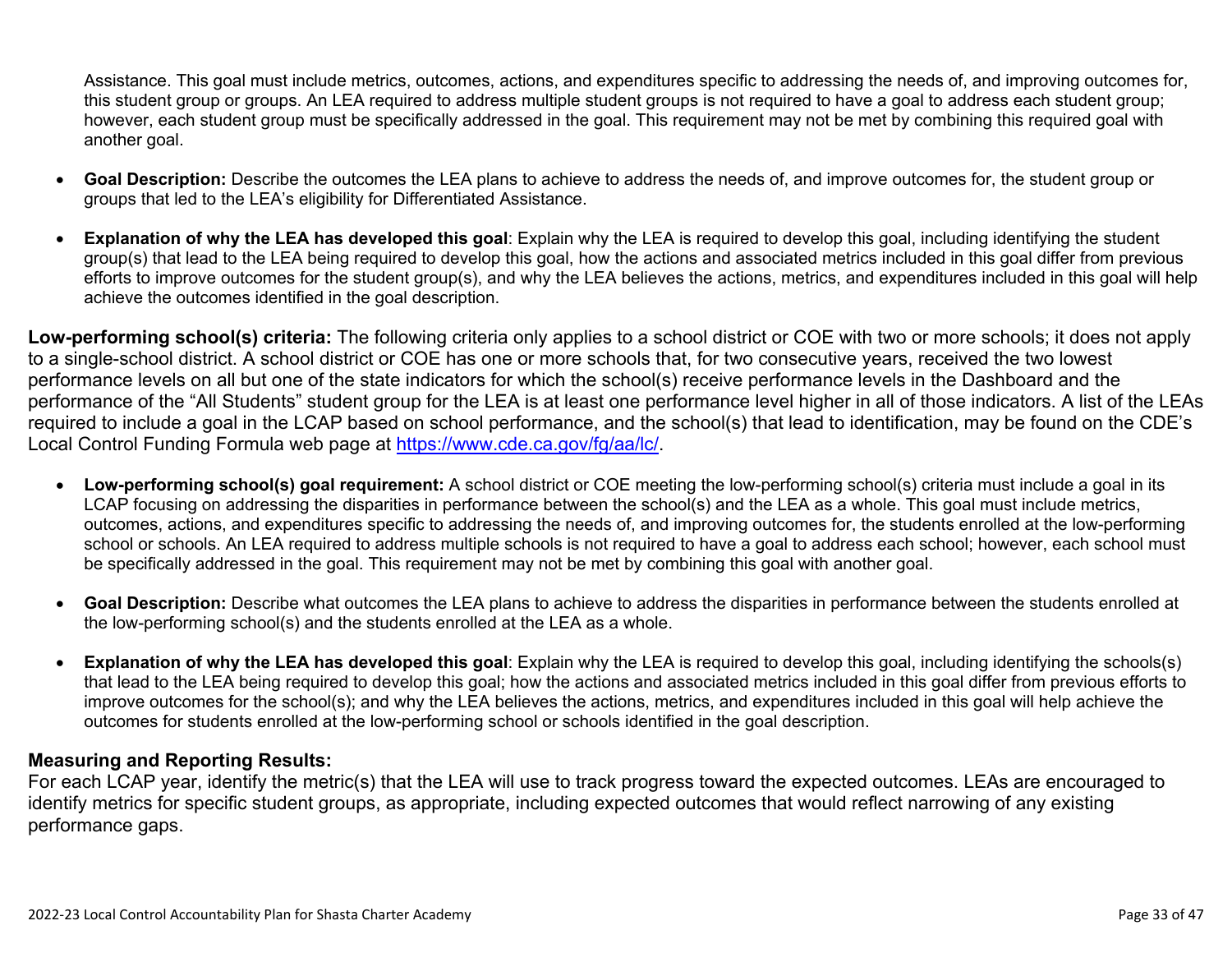Assistance. This goal must include metrics, outcomes, actions, and expenditures specific to addressing the needs of, and improving outcomes for, this student group or groups. An LEA required to address multiple student groups is not required to have a goal to address each student group; however, each student group must be specifically addressed in the goal. This requirement may not be met by combining this required goal with another goal.

- **Goal Description:** Describe the outcomes the LEA plans to achieve to address the needs of, and improve outcomes for, the student group or groups that led to the LEA's eligibility for Differentiated Assistance.
- **Explanation of why the LEA has developed this goal**: Explain why the LEA is required to develop this goal, including identifying the student group(s) that lead to the LEA being required to develop this goal, how the actions and associated metrics included in this goal differ from previous efforts to improve outcomes for the student group(s), and why the LEA believes the actions, metrics, and expenditures included in this goal will help achieve the outcomes identified in the goal description.

**Low-performing school(s) criteria:** The following criteria only applies to a school district or COE with two or more schools; it does not apply to a single-school district. A school district or COE has one or more schools that, for two consecutive years, received the two lowest performance levels on all but one of the state indicators for which the school(s) receive performance levels in the Dashboard and the performance of the "All Students" student group for the LEA is at least one performance level higher in all of those indicators. A list of the LEAs required to include a goal in the LCAP based on school performance, and the school(s) that lead to identification, may be found on the CDE's Local Control Funding Formula web page at [https://www.cde.ca.gov/fg/aa/lc/](https://www.cde.ca.gov/fg/aa/lc/).

- **Low-performing school(s) goal requirement:** A school district or COE meeting the low-performing school(s) criteria must include a goal in its LCAP focusing on addressing the disparities in performance between the school(s) and the LEA as a whole. This goal must include metrics, outcomes, actions, and expenditures specific to addressing the needs of, and improving outcomes for, the students enrolled at the low-performing school or schools. An LEA required to address multiple schools is not required to have a goal to address each school; however, each school must be specifically addressed in the goal. This requirement may not be met by combining this goal with another goal.
- **Goal Description:** Describe what outcomes the LEA plans to achieve to address the disparities in performance between the students enrolled at the low-performing school(s) and the students enrolled at the LEA as a whole.
- **Explanation of why the LEA has developed this goal**: Explain why the LEA is required to develop this goal, including identifying the schools(s) that lead to the LEA being required to develop this goal; how the actions and associated metrics included in this goal differ from previous efforts to improve outcomes for the school(s); and why the LEA believes the actions, metrics, and expenditures included in this goal will help achieve the outcomes for students enrolled at the low-performing school or schools identified in the goal description.

### Measuring and Reporting Results:

For each LCAP year, identify the metric(s) that the LEA will use to track progress toward the expected outcomes. LEAs are encouraged to identify metrics for specific student groups, as appropriate, including expected outcomes that would reflect narrowing of any existing performance gaps.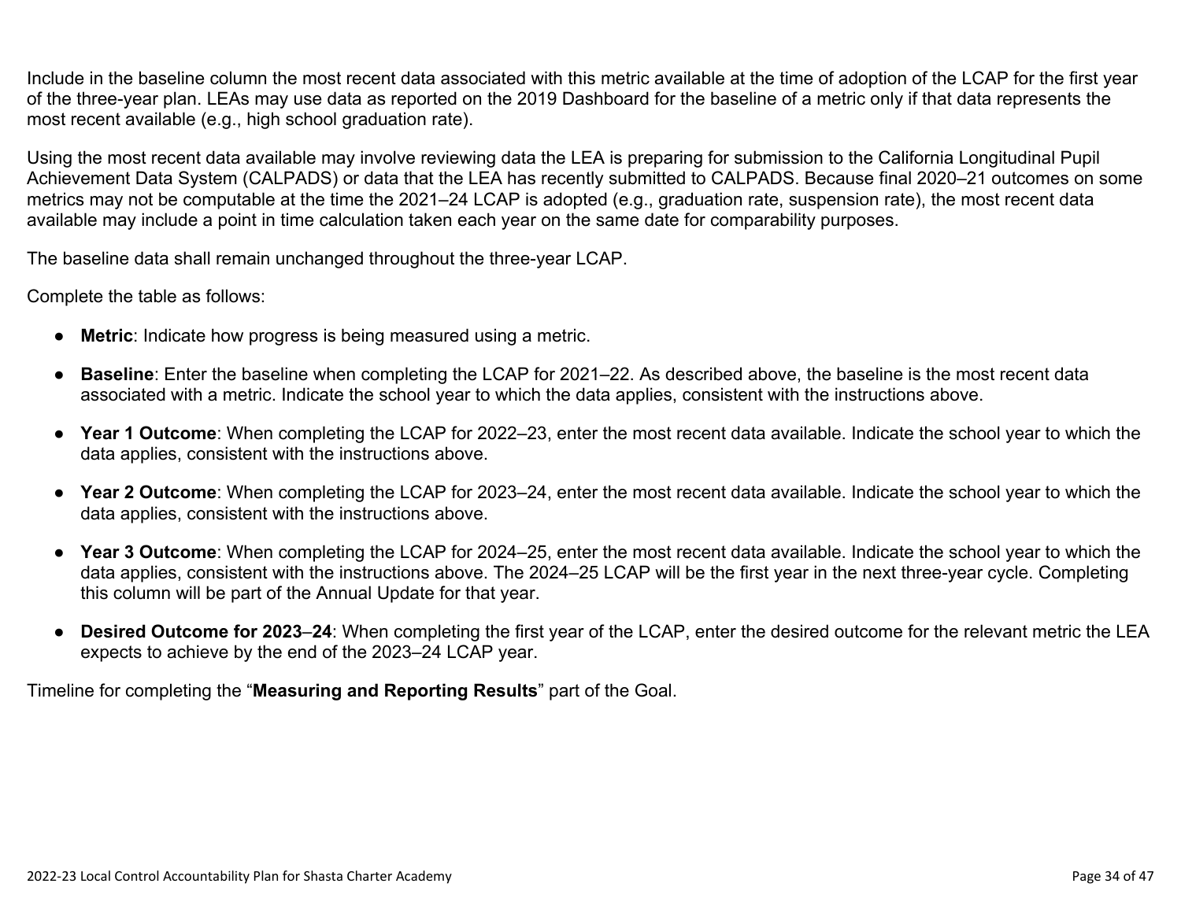Include in the baseline column the most recent data associated with this metric available at the time of adoption of the LCAP for the first year of the three-year plan. LEAs may use data as reported on the 2019 Dashboard for the baseline of a metric only if that data represents the most recent available (e.g., high school graduation rate).

Using the most recent data available may involve reviewing data the LEA is preparing for submission to the California Longitudinal Pupil Achievement Data System (CALPADS) or data that the LEA has recently submitted to CALPADS. Because final 2020–21 outcomes on some metrics may not be computable at the time the 2021–24 LCAP is adopted (e.g., graduation rate, suspension rate), the most recent data available may include a point in time calculation taken each year on the same date for comparability purposes.

The baseline data shall remain unchanged throughout the three-year LCAP.

Complete the table as follows:

- **Metric**: Indicate how progress is being measured using a metric.
- **Baseline**: Enter the baseline when completing the LCAP for 2021–22. As described above, the baseline is the most recent data associated with a metric. Indicate the school year to which the data applies, consistent with the instructions above.
- **Year 1 Outcome**: When completing the LCAP for 2022–23, enter the most recent data available. Indicate the school year to which the data applies, consistent with the instructions above.
- **Year 2 Outcome**: When completing the LCAP for 2023–24, enter the most recent data available. Indicate the school year to which the data applies, consistent with the instructions above.
- **Year 3 Outcome**: When completing the LCAP for 2024–25, enter the most recent data available. Indicate the school year to which the data applies, consistent with the instructions above. The 2024–25 LCAP will be the first year in the next three-year cycle. Completing this column will be part of the Annual Update for that year.
- **Desired Outcome for 2023–24**: When completing the first year of the LCAP, enter the desired outcome for the relevant metric the LEA expects to achieve by the end of the 2023–24 LCAP year.

Timeline for completing the "**Measuring and Reporting Results**" part of the Goal.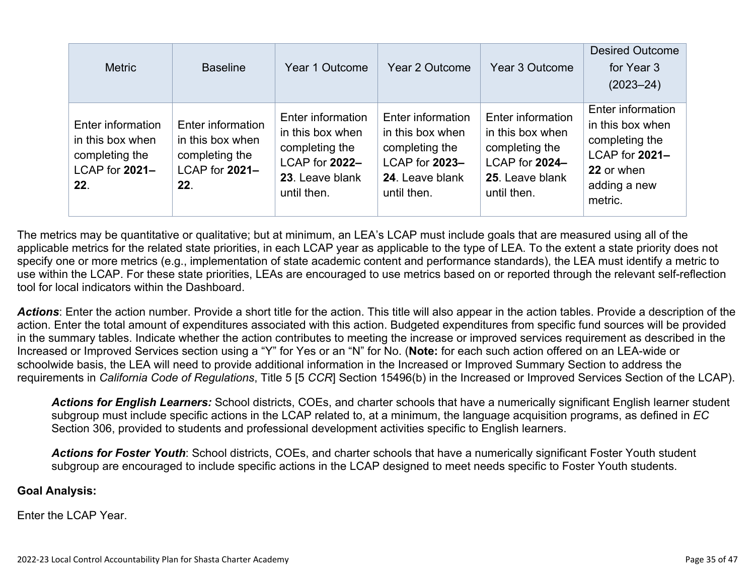| Metric | Baseline | Year 1 Outcome | Year 2 Outcome | Year 3 Outcome | Desired Outcome for Year 3 (2023–24) |
|---|---|---|---|---|---|
| Enter information in this box when completing the LCAP for **2021–22**. | Enter information in this box when completing the LCAP for **2021–22**. | Enter information in this box when completing the LCAP for **2022–23**. Leave blank until then. | Enter information in this box when completing the LCAP for **2023–24**. Leave blank until then. | Enter information in this box when completing the LCAP for **2024–25**. Leave blank until then. | Enter information in this box when completing the LCAP for **2021–22** or when adding a new metric. |

The metrics may be quantitative or qualitative; but at minimum, an LEA's LCAP must include goals that are measured using all of the applicable metrics for the related state priorities, in each LCAP year as applicable to the type of LEA. To the extent a state priority does not specify one or more metrics (e.g., implementation of state academic content and performance standards), the LEA must identify a metric to use within the LCAP. For these state priorities, LEAs are encouraged to use metrics based on or reported through the relevant self-reflection tool for local indicators within the Dashboard.

***Actions***: Enter the action number. Provide a short title for the action. This title will also appear in the action tables. Provide a description of the action. Enter the total amount of expenditures associated with this action. Budgeted expenditures from specific fund sources will be provided in the summary tables. Indicate whether the action contributes to meeting the increase or improved services requirement as described in the Increased or Improved Services section using a "Y" for Yes or an "N" for No. (**Note:** for each such action offered on an LEA-wide or schoolwide basis, the LEA will need to provide additional information in the Increased or Improved Summary Section to address the requirements in *California Code of Regulations*, Title 5 [5 *CCR*] Section 15496(b) in the Increased or Improved Services Section of the LCAP).

> ***Actions for English Learners:*** School districts, COEs, and charter schools that have a numerically significant English learner student subgroup must include specific actions in the LCAP related to, at a minimum, the language acquisition programs, as defined in *EC* Section 306, provided to students and professional development activities specific to English learners.
>
> ***Actions for Foster Youth***: School districts, COEs, and charter schools that have a numerically significant Foster Youth student subgroup are encouraged to include specific actions in the LCAP designed to meet needs specific to Foster Youth students.

**Goal Analysis:**

Enter the LCAP Year.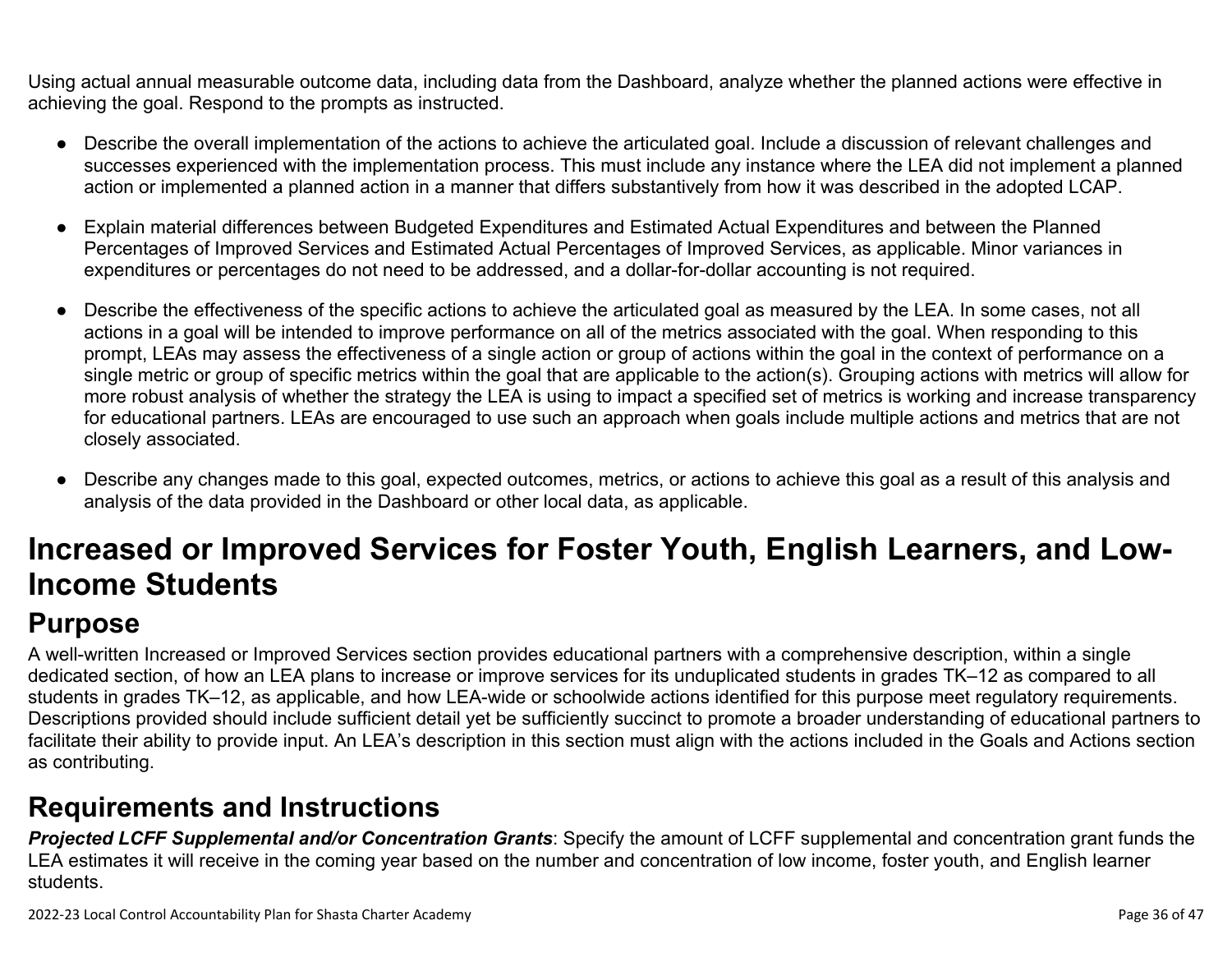Using actual annual measurable outcome data, including data from the Dashboard, analyze whether the planned actions were effective in achieving the goal. Respond to the prompts as instructed.

- Describe the overall implementation of the actions to achieve the articulated goal. Include a discussion of relevant challenges and successes experienced with the implementation process. This must include any instance where the LEA did not implement a planned action or implemented a planned action in a manner that differs substantively from how it was described in the adopted LCAP.
- Explain material differences between Budgeted Expenditures and Estimated Actual Expenditures and between the Planned Percentages of Improved Services and Estimated Actual Percentages of Improved Services, as applicable. Minor variances in expenditures or percentages do not need to be addressed, and a dollar-for-dollar accounting is not required.
- Describe the effectiveness of the specific actions to achieve the articulated goal as measured by the LEA. In some cases, not all actions in a goal will be intended to improve performance on all of the metrics associated with the goal. When responding to this prompt, LEAs may assess the effectiveness of a single action or group of actions within the goal in the context of performance on a single metric or group of specific metrics within the goal that are applicable to the action(s). Grouping actions with metrics will allow for more robust analysis of whether the strategy the LEA is using to impact a specified set of metrics is working and increase transparency for educational partners. LEAs are encouraged to use such an approach when goals include multiple actions and metrics that are not closely associated.
- Describe any changes made to this goal, expected outcomes, metrics, or actions to achieve this goal as a result of this analysis and analysis of the data provided in the Dashboard or other local data, as applicable.

# Increased or Improved Services for Foster Youth, English Learners, and Low-Income Students

## Purpose

A well-written Increased or Improved Services section provides educational partners with a comprehensive description, within a single dedicated section, of how an LEA plans to increase or improve services for its unduplicated students in grades TK–12 as compared to all students in grades TK–12, as applicable, and how LEA-wide or schoolwide actions identified for this purpose meet regulatory requirements. Descriptions provided should include sufficient detail yet be sufficiently succinct to promote a broader understanding of educational partners to facilitate their ability to provide input. An LEA's description in this section must align with the actions included in the Goals and Actions section as contributing.

## Requirements and Instructions

***Projected LCFF Supplemental and/or Concentration Grants***: Specify the amount of LCFF supplemental and concentration grant funds the LEA estimates it will receive in the coming year based on the number and concentration of low income, foster youth, and English learner students.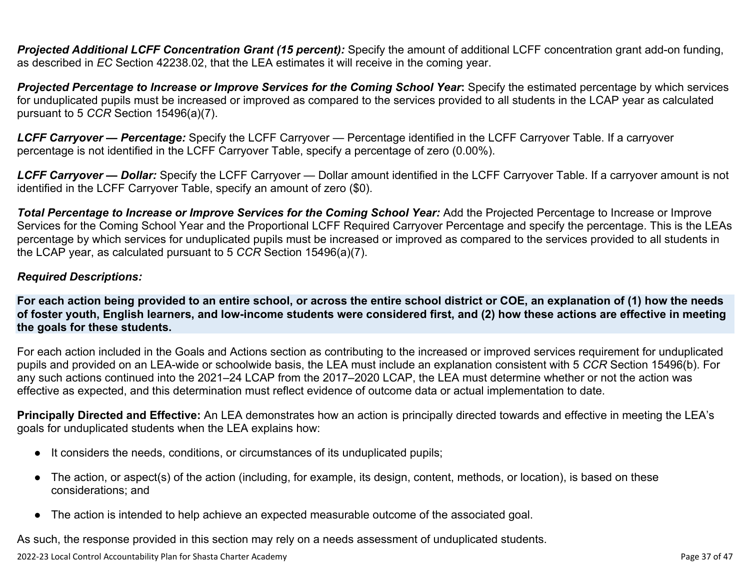***Projected Additional LCFF Concentration Grant (15 percent):*** Specify the amount of additional LCFF concentration grant add-on funding, as described in *EC* Section 42238.02, that the LEA estimates it will receive in the coming year.

***Projected Percentage to Increase or Improve Services for the Coming School Year*:** Specify the estimated percentage by which services for unduplicated pupils must be increased or improved as compared to the services provided to all students in the LCAP year as calculated pursuant to 5 *CCR* Section 15496(a)(7).

***LCFF Carryover — Percentage:*** Specify the LCFF Carryover — Percentage identified in the LCFF Carryover Table. If a carryover percentage is not identified in the LCFF Carryover Table, specify a percentage of zero (0.00%).

***LCFF Carryover — Dollar:*** Specify the LCFF Carryover — Dollar amount identified in the LCFF Carryover Table. If a carryover amount is not identified in the LCFF Carryover Table, specify an amount of zero ($0).

***Total Percentage to Increase or Improve Services for the Coming School Year:*** Add the Projected Percentage to Increase or Improve Services for the Coming School Year and the Proportional LCFF Required Carryover Percentage and specify the percentage. This is the LEAs percentage by which services for unduplicated pupils must be increased or improved as compared to the services provided to all students in the LCAP year, as calculated pursuant to 5 *CCR* Section 15496(a)(7).

### *Required Descriptions:*

**For each action being provided to an entire school, or across the entire school district or COE, an explanation of (1) how the needs of foster youth, English learners, and low-income students were considered first, and (2) how these actions are effective in meeting the goals for these students.**

For each action included in the Goals and Actions section as contributing to the increased or improved services requirement for unduplicated pupils and provided on an LEA-wide or schoolwide basis, the LEA must include an explanation consistent with 5 *CCR* Section 15496(b). For any such actions continued into the 2021–24 LCAP from the 2017–2020 LCAP, the LEA must determine whether or not the action was effective as expected, and this determination must reflect evidence of outcome data or actual implementation to date.

**Principally Directed and Effective:** An LEA demonstrates how an action is principally directed towards and effective in meeting the LEA's goals for unduplicated students when the LEA explains how:

- It considers the needs, conditions, or circumstances of its unduplicated pupils;
- The action, or aspect(s) of the action (including, for example, its design, content, methods, or location), is based on these considerations; and
- The action is intended to help achieve an expected measurable outcome of the associated goal.

As such, the response provided in this section may rely on a needs assessment of unduplicated students.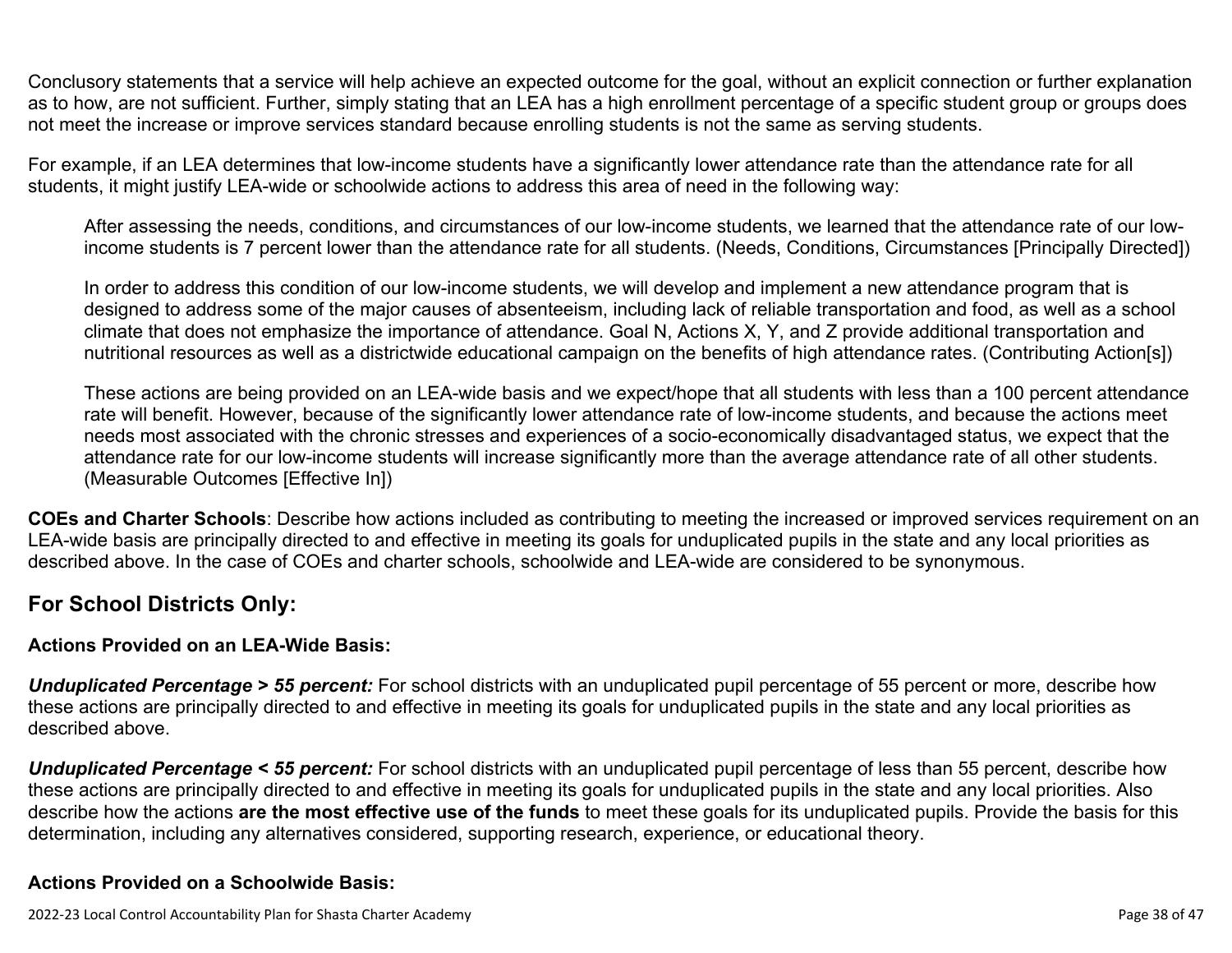Conclusory statements that a service will help achieve an expected outcome for the goal, without an explicit connection or further explanation as to how, are not sufficient. Further, simply stating that an LEA has a high enrollment percentage of a specific student group or groups does not meet the increase or improve services standard because enrolling students is not the same as serving students.

For example, if an LEA determines that low-income students have a significantly lower attendance rate than the attendance rate for all students, it might justify LEA-wide or schoolwide actions to address this area of need in the following way:

> After assessing the needs, conditions, and circumstances of our low-income students, we learned that the attendance rate of our low-income students is 7 percent lower than the attendance rate for all students. (Needs, Conditions, Circumstances [Principally Directed])
>
> In order to address this condition of our low-income students, we will develop and implement a new attendance program that is designed to address some of the major causes of absenteeism, including lack of reliable transportation and food, as well as a school climate that does not emphasize the importance of attendance. Goal N, Actions X, Y, and Z provide additional transportation and nutritional resources as well as a districtwide educational campaign on the benefits of high attendance rates. (Contributing Action[s])
>
> These actions are being provided on an LEA-wide basis and we expect/hope that all students with less than a 100 percent attendance rate will benefit. However, because of the significantly lower attendance rate of low-income students, and because the actions meet needs most associated with the chronic stresses and experiences of a socio-economically disadvantaged status, we expect that the attendance rate for our low-income students will increase significantly more than the average attendance rate of all other students. (Measurable Outcomes [Effective In])

**COEs and Charter Schools**: Describe how actions included as contributing to meeting the increased or improved services requirement on an LEA-wide basis are principally directed to and effective in meeting its goals for unduplicated pupils in the state and any local priorities as described above. In the case of COEs and charter schools, schoolwide and LEA-wide are considered to be synonymous.

## For School Districts Only:

### Actions Provided on an LEA-Wide Basis:

***Unduplicated Percentage > 55 percent:*** For school districts with an unduplicated pupil percentage of 55 percent or more, describe how these actions are principally directed to and effective in meeting its goals for unduplicated pupils in the state and any local priorities as described above.

***Unduplicated Percentage < 55 percent:*** For school districts with an unduplicated pupil percentage of less than 55 percent, describe how these actions are principally directed to and effective in meeting its goals for unduplicated pupils in the state and any local priorities. Also describe how the actions **are the most effective use of the funds** to meet these goals for its unduplicated pupils. Provide the basis for this determination, including any alternatives considered, supporting research, experience, or educational theory.

### Actions Provided on a Schoolwide Basis: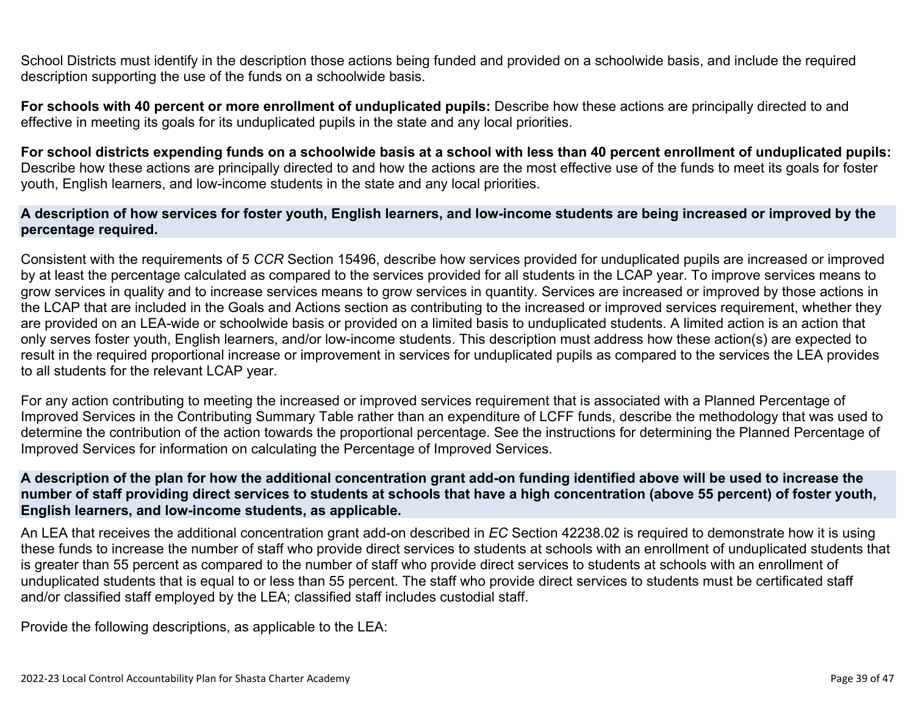School Districts must identify in the description those actions being funded and provided on a schoolwide basis, and include the required description supporting the use of the funds on a schoolwide basis.

**For schools with 40 percent or more enrollment of unduplicated pupils:** Describe how these actions are principally directed to and effective in meeting its goals for its unduplicated pupils in the state and any local priorities.

**For school districts expending funds on a schoolwide basis at a school with less than 40 percent enrollment of unduplicated pupils:** Describe how these actions are principally directed to and how the actions are the most effective use of the funds to meet its goals for foster youth, English learners, and low-income students in the state and any local priorities.

### A description of how services for foster youth, English learners, and low-income students are being increased or improved by the percentage required.

Consistent with the requirements of 5 *CCR* Section 15496, describe how services provided for unduplicated pupils are increased or improved by at least the percentage calculated as compared to the services provided for all students in the LCAP year. To improve services means to grow services in quality and to increase services means to grow services in quantity. Services are increased or improved by those actions in the LCAP that are included in the Goals and Actions section as contributing to the increased or improved services requirement, whether they are provided on an LEA-wide or schoolwide basis or provided on a limited basis to unduplicated students. A limited action is an action that only serves foster youth, English learners, and/or low-income students. This description must address how these action(s) are expected to result in the required proportional increase or improvement in services for unduplicated pupils as compared to the services the LEA provides to all students for the relevant LCAP year.

For any action contributing to meeting the increased or improved services requirement that is associated with a Planned Percentage of Improved Services in the Contributing Summary Table rather than an expenditure of LCFF funds, describe the methodology that was used to determine the contribution of the action towards the proportional percentage. See the instructions for determining the Planned Percentage of Improved Services for information on calculating the Percentage of Improved Services.

### A description of the plan for how the additional concentration grant add-on funding identified above will be used to increase the number of staff providing direct services to students at schools that have a high concentration (above 55 percent) of foster youth, English learners, and low-income students, as applicable.

An LEA that receives the additional concentration grant add-on described in *EC* Section 42238.02 is required to demonstrate how it is using these funds to increase the number of staff who provide direct services to students at schools with an enrollment of unduplicated students that is greater than 55 percent as compared to the number of staff who provide direct services to students at schools with an enrollment of unduplicated students that is equal to or less than 55 percent. The staff who provide direct services to students must be certificated staff and/or classified staff employed by the LEA; classified staff includes custodial staff.

Provide the following descriptions, as applicable to the LEA: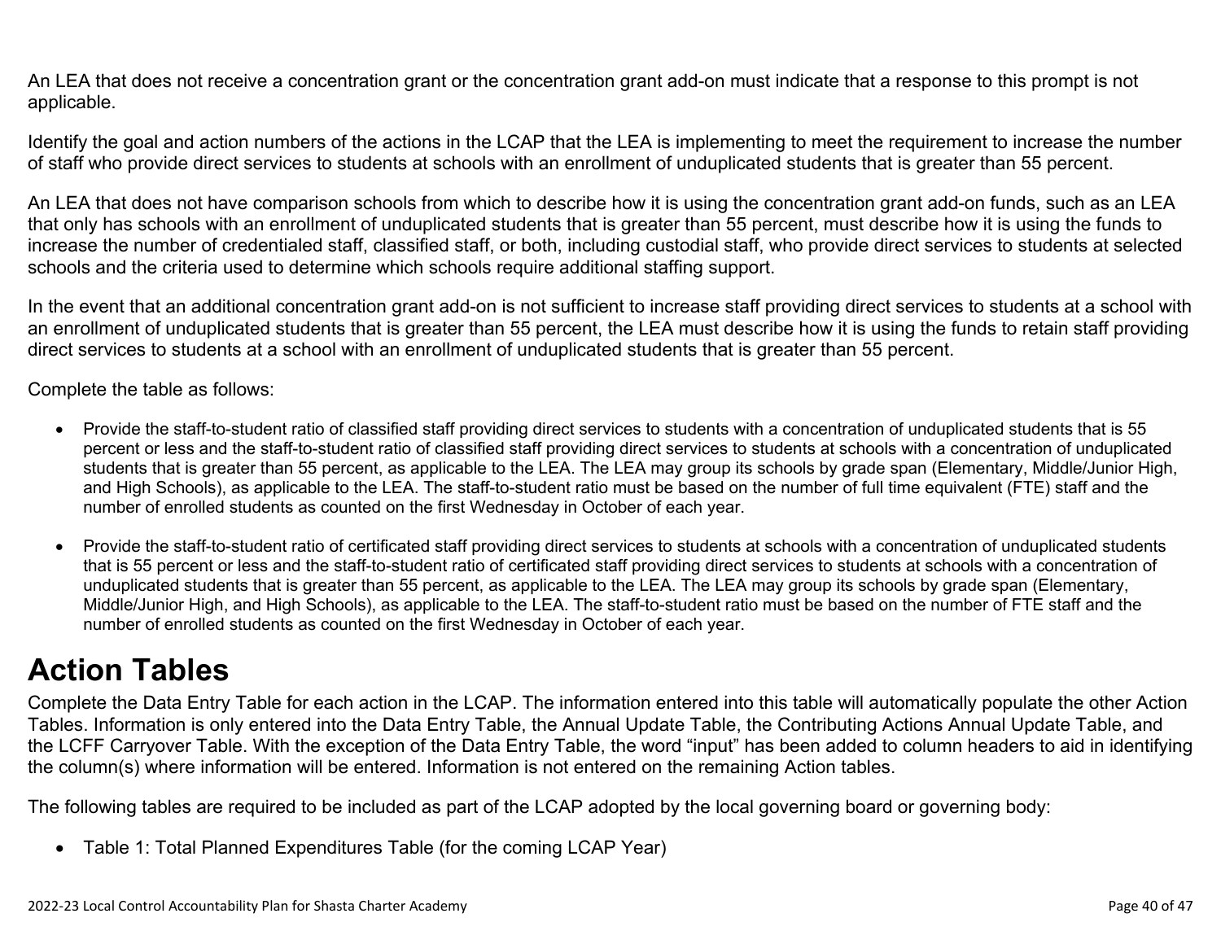An LEA that does not receive a concentration grant or the concentration grant add-on must indicate that a response to this prompt is not applicable.

Identify the goal and action numbers of the actions in the LCAP that the LEA is implementing to meet the requirement to increase the number of staff who provide direct services to students at schools with an enrollment of unduplicated students that is greater than 55 percent.

An LEA that does not have comparison schools from which to describe how it is using the concentration grant add-on funds, such as an LEA that only has schools with an enrollment of unduplicated students that is greater than 55 percent, must describe how it is using the funds to increase the number of credentialed staff, classified staff, or both, including custodial staff, who provide direct services to students at selected schools and the criteria used to determine which schools require additional staffing support.

In the event that an additional concentration grant add-on is not sufficient to increase staff providing direct services to students at a school with an enrollment of unduplicated students that is greater than 55 percent, the LEA must describe how it is using the funds to retain staff providing direct services to students at a school with an enrollment of unduplicated students that is greater than 55 percent.

Complete the table as follows:

- Provide the staff-to-student ratio of classified staff providing direct services to students with a concentration of unduplicated students that is 55 percent or less and the staff-to-student ratio of classified staff providing direct services to students at schools with a concentration of unduplicated students that is greater than 55 percent, as applicable to the LEA. The LEA may group its schools by grade span (Elementary, Middle/Junior High, and High Schools), as applicable to the LEA. The staff-to-student ratio must be based on the number of full time equivalent (FTE) staff and the number of enrolled students as counted on the first Wednesday in October of each year.

- Provide the staff-to-student ratio of certificated staff providing direct services to students at schools with a concentration of unduplicated students that is 55 percent or less and the staff-to-student ratio of certificated staff providing direct services to students at schools with a concentration of unduplicated students that is greater than 55 percent, as applicable to the LEA. The LEA may group its schools by grade span (Elementary, Middle/Junior High, and High Schools), as applicable to the LEA. The staff-to-student ratio must be based on the number of FTE staff and the number of enrolled students as counted on the first Wednesday in October of each year.

# Action Tables

Complete the Data Entry Table for each action in the LCAP. The information entered into this table will automatically populate the other Action Tables. Information is only entered into the Data Entry Table, the Annual Update Table, the Contributing Actions Annual Update Table, and the LCFF Carryover Table. With the exception of the Data Entry Table, the word "input" has been added to column headers to aid in identifying the column(s) where information will be entered. Information is not entered on the remaining Action tables.

The following tables are required to be included as part of the LCAP adopted by the local governing board or governing body:

- Table 1: Total Planned Expenditures Table (for the coming LCAP Year)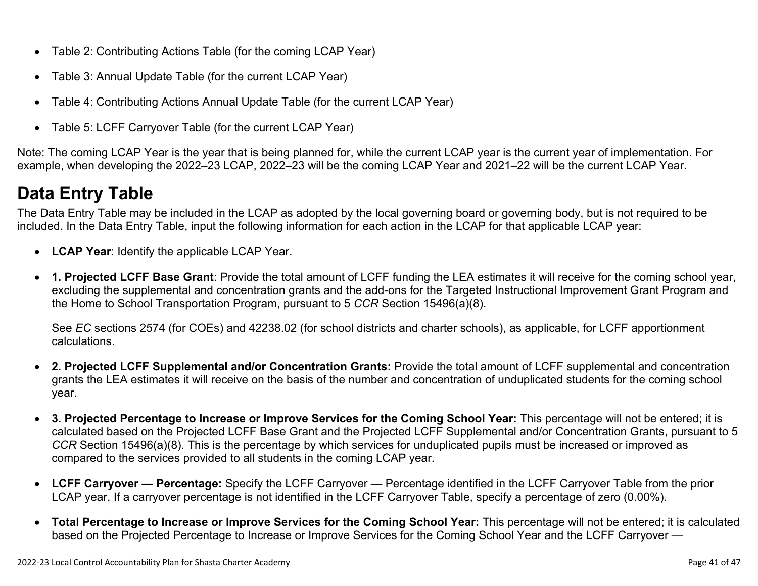- Table 2: Contributing Actions Table (for the coming LCAP Year)
- Table 3: Annual Update Table (for the current LCAP Year)
- Table 4: Contributing Actions Annual Update Table (for the current LCAP Year)
- Table 5: LCFF Carryover Table (for the current LCAP Year)

Note: The coming LCAP Year is the year that is being planned for, while the current LCAP year is the current year of implementation. For example, when developing the 2022–23 LCAP, 2022–23 will be the coming LCAP Year and 2021–22 will be the current LCAP Year.

## Data Entry Table

The Data Entry Table may be included in the LCAP as adopted by the local governing board or governing body, but is not required to be included. In the Data Entry Table, input the following information for each action in the LCAP for that applicable LCAP year:

- **LCAP Year**: Identify the applicable LCAP Year.
- **1. Projected LCFF Base Grant**: Provide the total amount of LCFF funding the LEA estimates it will receive for the coming school year, excluding the supplemental and concentration grants and the add-ons for the Targeted Instructional Improvement Grant Program and the Home to School Transportation Program, pursuant to 5 *CCR* Section 15496(a)(8).

  See *EC* sections 2574 (for COEs) and 42238.02 (for school districts and charter schools), as applicable, for LCFF apportionment calculations.

- **2. Projected LCFF Supplemental and/or Concentration Grants:** Provide the total amount of LCFF supplemental and concentration grants the LEA estimates it will receive on the basis of the number and concentration of unduplicated students for the coming school year.
- **3. Projected Percentage to Increase or Improve Services for the Coming School Year:** This percentage will not be entered; it is calculated based on the Projected LCFF Base Grant and the Projected LCFF Supplemental and/or Concentration Grants, pursuant to 5 *CCR* Section 15496(a)(8). This is the percentage by which services for unduplicated pupils must be increased or improved as compared to the services provided to all students in the coming LCAP year.
- **LCFF Carryover — Percentage:** Specify the LCFF Carryover — Percentage identified in the LCFF Carryover Table from the prior LCAP year. If a carryover percentage is not identified in the LCFF Carryover Table, specify a percentage of zero (0.00%).
- **Total Percentage to Increase or Improve Services for the Coming School Year:** This percentage will not be entered; it is calculated based on the Projected Percentage to Increase or Improve Services for the Coming School Year and the LCFF Carryover —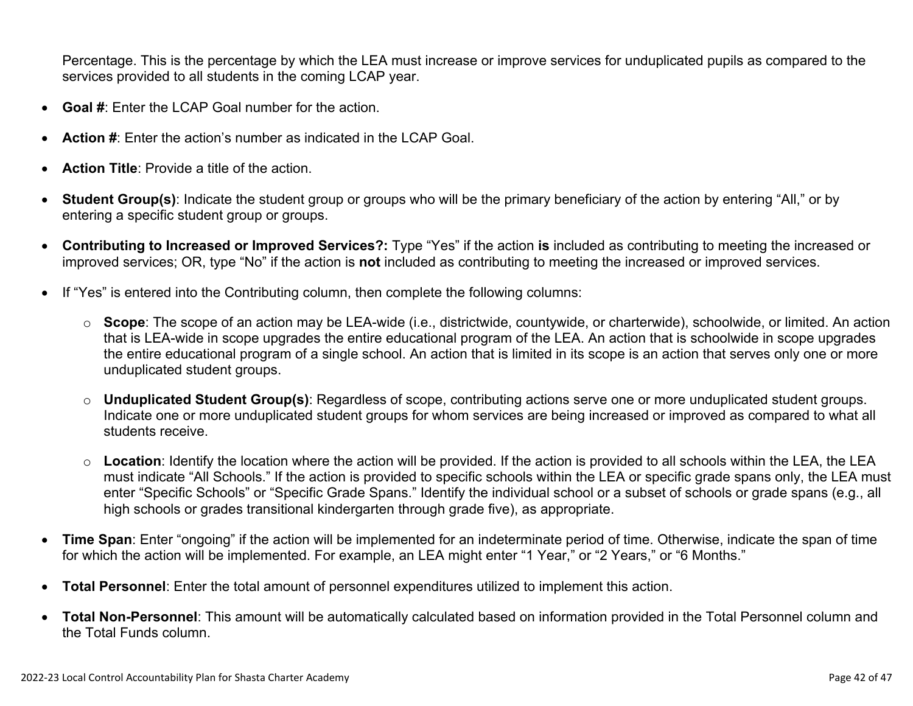Percentage. This is the percentage by which the LEA must increase or improve services for unduplicated pupils as compared to the services provided to all students in the coming LCAP year.

- **Goal #**: Enter the LCAP Goal number for the action.
- **Action #**: Enter the action's number as indicated in the LCAP Goal.
- **Action Title**: Provide a title of the action.
- **Student Group(s)**: Indicate the student group or groups who will be the primary beneficiary of the action by entering "All," or by entering a specific student group or groups.
- **Contributing to Increased or Improved Services?:** Type "Yes" if the action **is** included as contributing to meeting the increased or improved services; OR, type "No" if the action is **not** included as contributing to meeting the increased or improved services.
- If "Yes" is entered into the Contributing column, then complete the following columns:
  - **Scope**: The scope of an action may be LEA-wide (i.e., districtwide, countywide, or charterwide), schoolwide, or limited. An action that is LEA-wide in scope upgrades the entire educational program of the LEA. An action that is schoolwide in scope upgrades the entire educational program of a single school. An action that is limited in its scope is an action that serves only one or more unduplicated student groups.
  - **Unduplicated Student Group(s)**: Regardless of scope, contributing actions serve one or more unduplicated student groups. Indicate one or more unduplicated student groups for whom services are being increased or improved as compared to what all students receive.
  - **Location**: Identify the location where the action will be provided. If the action is provided to all schools within the LEA, the LEA must indicate "All Schools." If the action is provided to specific schools within the LEA or specific grade spans only, the LEA must enter "Specific Schools" or "Specific Grade Spans." Identify the individual school or a subset of schools or grade spans (e.g., all high schools or grades transitional kindergarten through grade five), as appropriate.
- **Time Span**: Enter "ongoing" if the action will be implemented for an indeterminate period of time. Otherwise, indicate the span of time for which the action will be implemented. For example, an LEA might enter "1 Year," or "2 Years," or "6 Months."
- **Total Personnel**: Enter the total amount of personnel expenditures utilized to implement this action.
- **Total Non-Personnel**: This amount will be automatically calculated based on information provided in the Total Personnel column and the Total Funds column.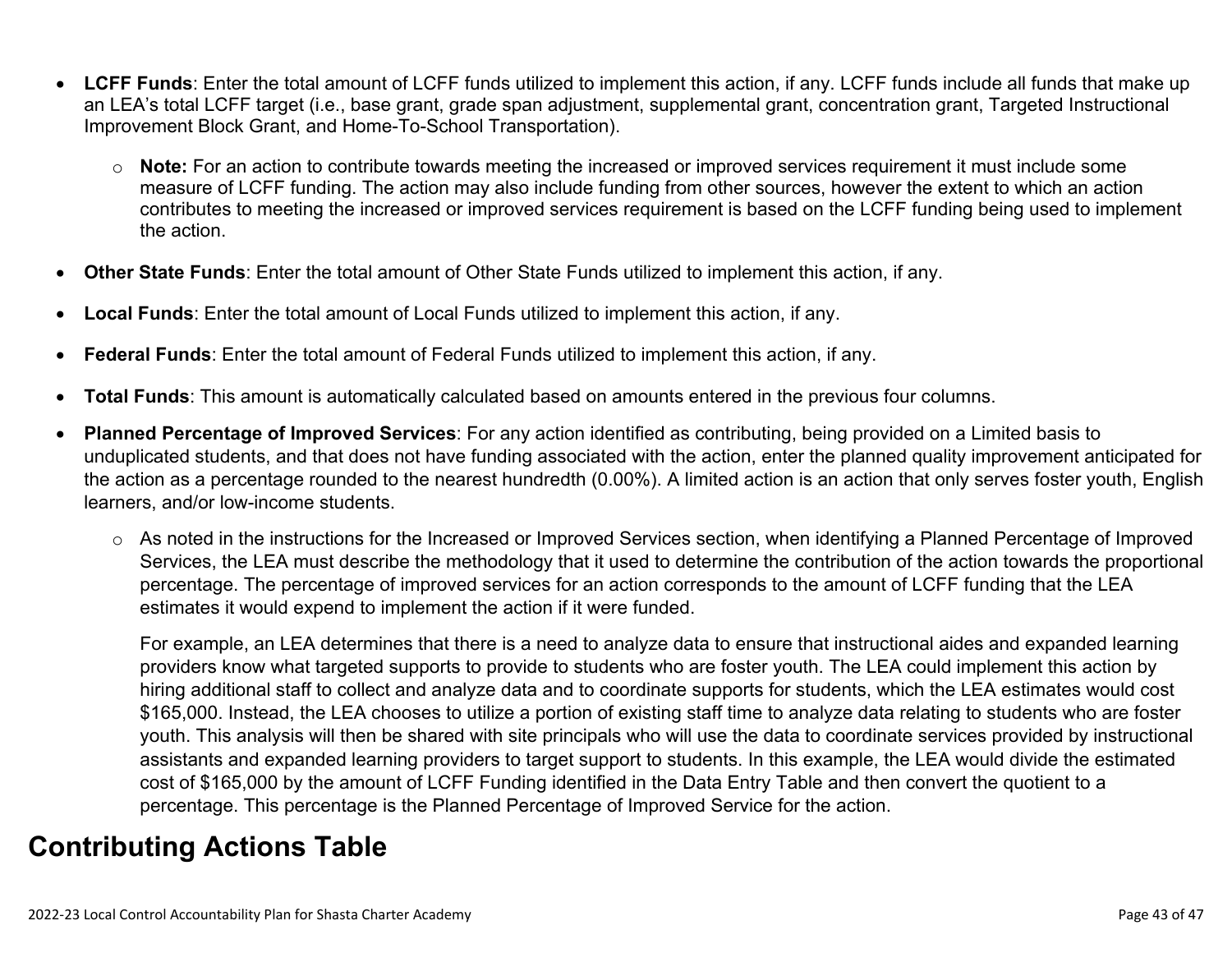- **LCFF Funds**: Enter the total amount of LCFF funds utilized to implement this action, if any. LCFF funds include all funds that make up an LEA's total LCFF target (i.e., base grant, grade span adjustment, supplemental grant, concentration grant, Targeted Instructional Improvement Block Grant, and Home-To-School Transportation).
  - **Note:** For an action to contribute towards meeting the increased or improved services requirement it must include some measure of LCFF funding. The action may also include funding from other sources, however the extent to which an action contributes to meeting the increased or improved services requirement is based on the LCFF funding being used to implement the action.
- **Other State Funds**: Enter the total amount of Other State Funds utilized to implement this action, if any.
- **Local Funds**: Enter the total amount of Local Funds utilized to implement this action, if any.
- **Federal Funds**: Enter the total amount of Federal Funds utilized to implement this action, if any.
- **Total Funds**: This amount is automatically calculated based on amounts entered in the previous four columns.
- **Planned Percentage of Improved Services**: For any action identified as contributing, being provided on a Limited basis to unduplicated students, and that does not have funding associated with the action, enter the planned quality improvement anticipated for the action as a percentage rounded to the nearest hundredth (0.00%). A limited action is an action that only serves foster youth, English learners, and/or low-income students.
  - As noted in the instructions for the Increased or Improved Services section, when identifying a Planned Percentage of Improved Services, the LEA must describe the methodology that it used to determine the contribution of the action towards the proportional percentage. The percentage of improved services for an action corresponds to the amount of LCFF funding that the LEA estimates it would expend to implement the action if it were funded.

    For example, an LEA determines that there is a need to analyze data to ensure that instructional aides and expanded learning providers know what targeted supports to provide to students who are foster youth. The LEA could implement this action by hiring additional staff to collect and analyze data and to coordinate supports for students, which the LEA estimates would cost $165,000. Instead, the LEA chooses to utilize a portion of existing staff time to analyze data relating to students who are foster youth. This analysis will then be shared with site principals who will use the data to coordinate services provided by instructional assistants and expanded learning providers to target support to students. In this example, the LEA would divide the estimated cost of $165,000 by the amount of LCFF Funding identified in the Data Entry Table and then convert the quotient to a percentage. This percentage is the Planned Percentage of Improved Service for the action.

# Contributing Actions Table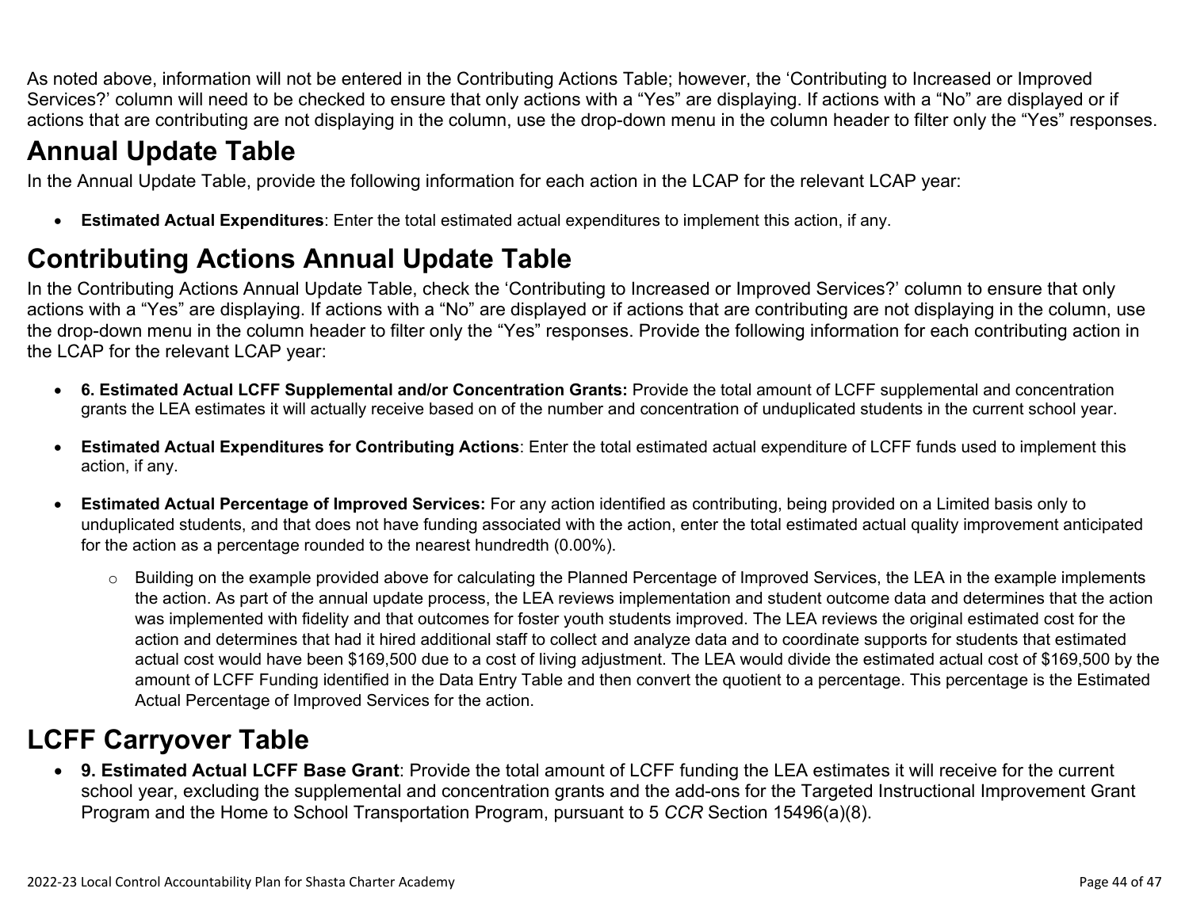As noted above, information will not be entered in the Contributing Actions Table; however, the 'Contributing to Increased or Improved Services?' column will need to be checked to ensure that only actions with a "Yes" are displaying. If actions with a "No" are displayed or if actions that are contributing are not displaying in the column, use the drop-down menu in the column header to filter only the "Yes" responses.

# Annual Update Table

In the Annual Update Table, provide the following information for each action in the LCAP for the relevant LCAP year:

- **Estimated Actual Expenditures**: Enter the total estimated actual expenditures to implement this action, if any.

# Contributing Actions Annual Update Table

In the Contributing Actions Annual Update Table, check the 'Contributing to Increased or Improved Services?' column to ensure that only actions with a "Yes" are displaying. If actions with a "No" are displayed or if actions that are contributing are not displaying in the column, use the drop-down menu in the column header to filter only the "Yes" responses. Provide the following information for each contributing action in the LCAP for the relevant LCAP year:

- **6. Estimated Actual LCFF Supplemental and/or Concentration Grants:** Provide the total amount of LCFF supplemental and concentration grants the LEA estimates it will actually receive based on of the number and concentration of unduplicated students in the current school year.

- **Estimated Actual Expenditures for Contributing Actions**: Enter the total estimated actual expenditure of LCFF funds used to implement this action, if any.

- **Estimated Actual Percentage of Improved Services:** For any action identified as contributing, being provided on a Limited basis only to unduplicated students, and that does not have funding associated with the action, enter the total estimated actual quality improvement anticipated for the action as a percentage rounded to the nearest hundredth (0.00%).

    - Building on the example provided above for calculating the Planned Percentage of Improved Services, the LEA in the example implements the action. As part of the annual update process, the LEA reviews implementation and student outcome data and determines that the action was implemented with fidelity and that outcomes for foster youth students improved. The LEA reviews the original estimated cost for the action and determines that had it hired additional staff to collect and analyze data and to coordinate supports for students that estimated actual cost would have been $169,500 due to a cost of living adjustment. The LEA would divide the estimated actual cost of $169,500 by the amount of LCFF Funding identified in the Data Entry Table and then convert the quotient to a percentage. This percentage is the Estimated Actual Percentage of Improved Services for the action.

# LCFF Carryover Table

- **9. Estimated Actual LCFF Base Grant**: Provide the total amount of LCFF funding the LEA estimates it will receive for the current school year, excluding the supplemental and concentration grants and the add-ons for the Targeted Instructional Improvement Grant Program and the Home to School Transportation Program, pursuant to 5 *CCR* Section 15496(a)(8).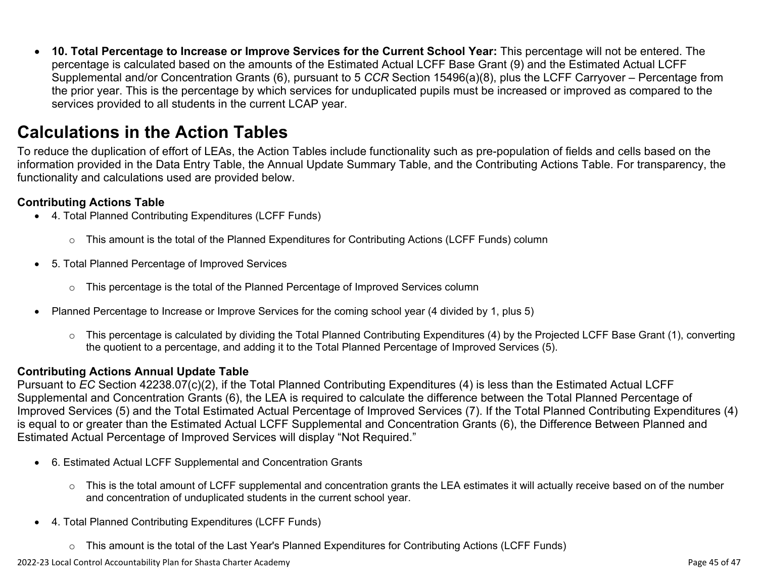- **10. Total Percentage to Increase or Improve Services for the Current School Year:** This percentage will not be entered. The percentage is calculated based on the amounts of the Estimated Actual LCFF Base Grant (9) and the Estimated Actual LCFF Supplemental and/or Concentration Grants (6), pursuant to 5 *CCR* Section 15496(a)(8), plus the LCFF Carryover – Percentage from the prior year. This is the percentage by which services for unduplicated pupils must be increased or improved as compared to the services provided to all students in the current LCAP year.

# Calculations in the Action Tables

To reduce the duplication of effort of LEAs, the Action Tables include functionality such as pre-population of fields and cells based on the information provided in the Data Entry Table, the Annual Update Summary Table, and the Contributing Actions Table. For transparency, the functionality and calculations used are provided below.

### Contributing Actions Table

- 4. Total Planned Contributing Expenditures (LCFF Funds)
    - This amount is the total of the Planned Expenditures for Contributing Actions (LCFF Funds) column
- 5. Total Planned Percentage of Improved Services
    - This percentage is the total of the Planned Percentage of Improved Services column
- Planned Percentage to Increase or Improve Services for the coming school year (4 divided by 1, plus 5)
    - This percentage is calculated by dividing the Total Planned Contributing Expenditures (4) by the Projected LCFF Base Grant (1), converting the quotient to a percentage, and adding it to the Total Planned Percentage of Improved Services (5).

### Contributing Actions Annual Update Table

Pursuant to *EC* Section 42238.07(c)(2), if the Total Planned Contributing Expenditures (4) is less than the Estimated Actual LCFF Supplemental and Concentration Grants (6), the LEA is required to calculate the difference between the Total Planned Percentage of Improved Services (5) and the Total Estimated Actual Percentage of Improved Services (7). If the Total Planned Contributing Expenditures (4) is equal to or greater than the Estimated Actual LCFF Supplemental and Concentration Grants (6), the Difference Between Planned and Estimated Actual Percentage of Improved Services will display "Not Required."

- 6. Estimated Actual LCFF Supplemental and Concentration Grants
    - This is the total amount of LCFF supplemental and concentration grants the LEA estimates it will actually receive based on of the number and concentration of unduplicated students in the current school year.
- 4. Total Planned Contributing Expenditures (LCFF Funds)
    - This amount is the total of the Last Year's Planned Expenditures for Contributing Actions (LCFF Funds)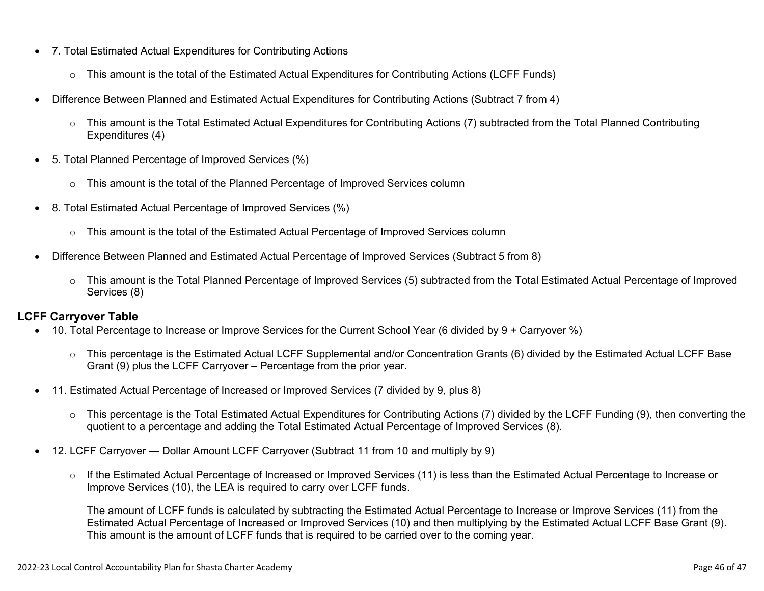- 7. Total Estimated Actual Expenditures for Contributing Actions
  - This amount is the total of the Estimated Actual Expenditures for Contributing Actions (LCFF Funds)
- Difference Between Planned and Estimated Actual Expenditures for Contributing Actions (Subtract 7 from 4)
  - This amount is the Total Estimated Actual Expenditures for Contributing Actions (7) subtracted from the Total Planned Contributing Expenditures (4)
- 5. Total Planned Percentage of Improved Services (%)
  - This amount is the total of the Planned Percentage of Improved Services column
- 8. Total Estimated Actual Percentage of Improved Services (%)
  - This amount is the total of the Estimated Actual Percentage of Improved Services column
- Difference Between Planned and Estimated Actual Percentage of Improved Services (Subtract 5 from 8)
  - This amount is the Total Planned Percentage of Improved Services (5) subtracted from the Total Estimated Actual Percentage of Improved Services (8)

**LCFF Carryover Table**

- 10. Total Percentage to Increase or Improve Services for the Current School Year (6 divided by 9 + Carryover %)
  - This percentage is the Estimated Actual LCFF Supplemental and/or Concentration Grants (6) divided by the Estimated Actual LCFF Base Grant (9) plus the LCFF Carryover – Percentage from the prior year.
- 11. Estimated Actual Percentage of Increased or Improved Services (7 divided by 9, plus 8)
  - This percentage is the Total Estimated Actual Expenditures for Contributing Actions (7) divided by the LCFF Funding (9), then converting the quotient to a percentage and adding the Total Estimated Actual Percentage of Improved Services (8).
- 12. LCFF Carryover — Dollar Amount LCFF Carryover (Subtract 11 from 10 and multiply by 9)
  - If the Estimated Actual Percentage of Increased or Improved Services (11) is less than the Estimated Actual Percentage to Increase or Improve Services (10), the LEA is required to carry over LCFF funds.

    The amount of LCFF funds is calculated by subtracting the Estimated Actual Percentage to Increase or Improve Services (11) from the Estimated Actual Percentage of Increased or Improved Services (10) and then multiplying by the Estimated Actual LCFF Base Grant (9). This amount is the amount of LCFF funds that is required to be carried over to the coming year.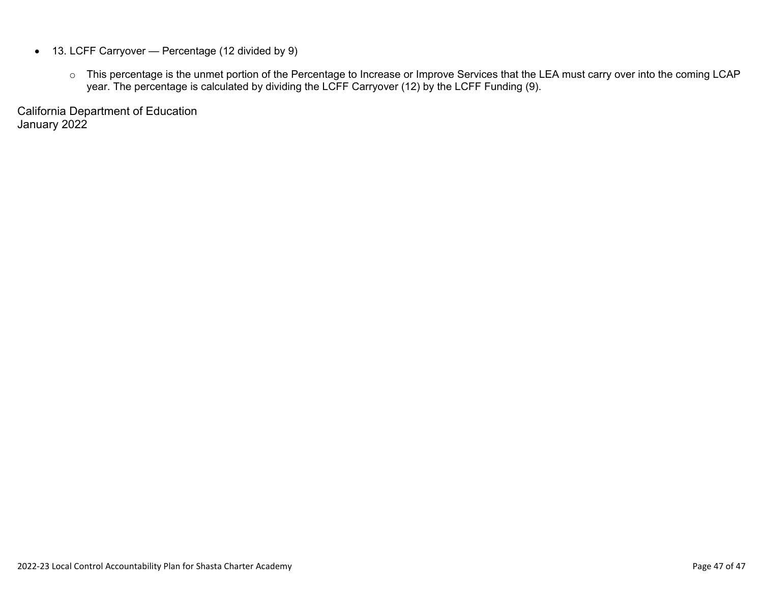- 13. LCFF Carryover — Percentage (12 divided by 9)
  - This percentage is the unmet portion of the Percentage to Increase or Improve Services that the LEA must carry over into the coming LCAP year. The percentage is calculated by dividing the LCFF Carryover (12) by the LCFF Funding (9).

California Department of Education
January 2022